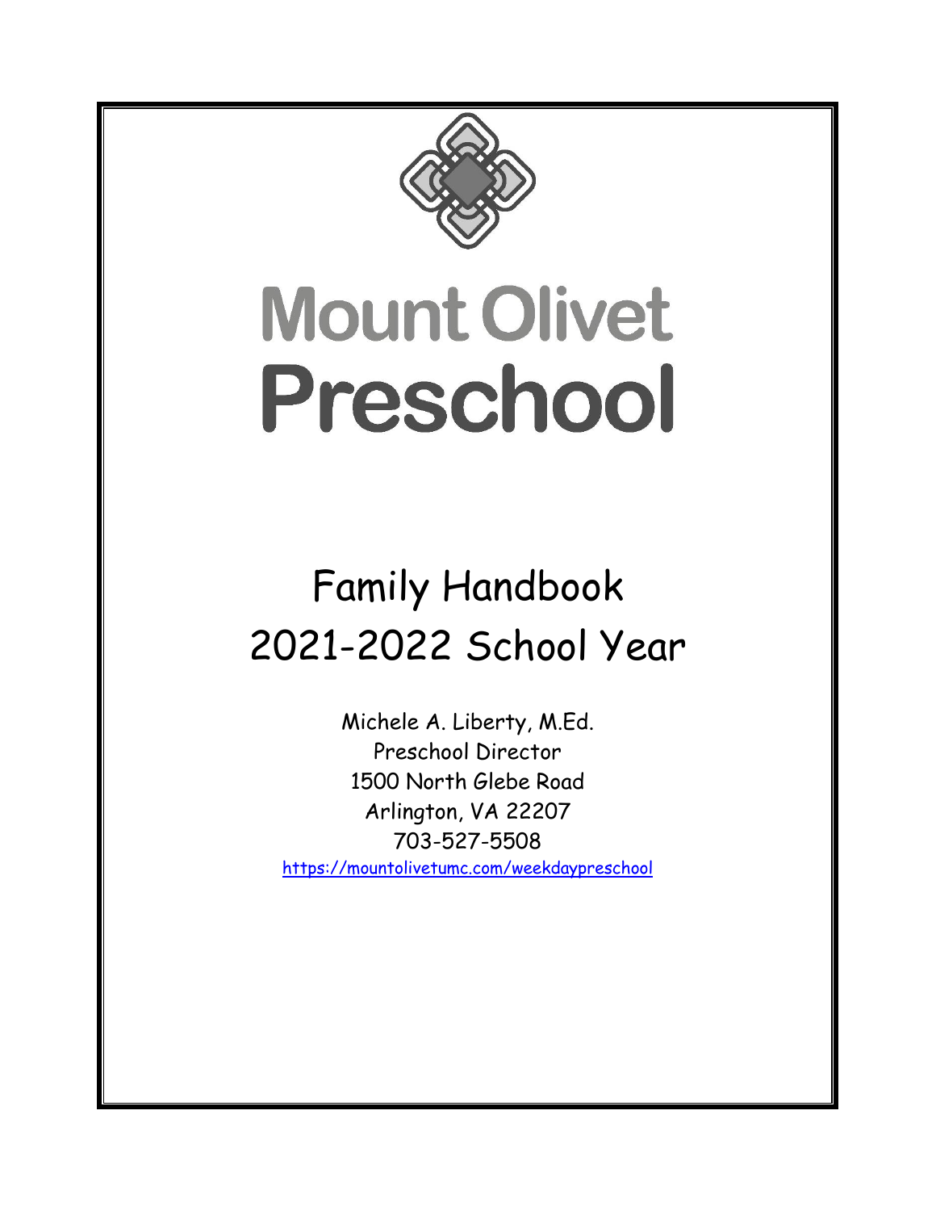# Mount Olivet Preschool

## Family Handbook
## 2021-2022 School Year

Michele A. Liberty, M.Ed.
Preschool Director
1500 North Glebe Road
Arlington, VA 22207
703-527-5508
https://mountolivetumc.com/weekdaypreschool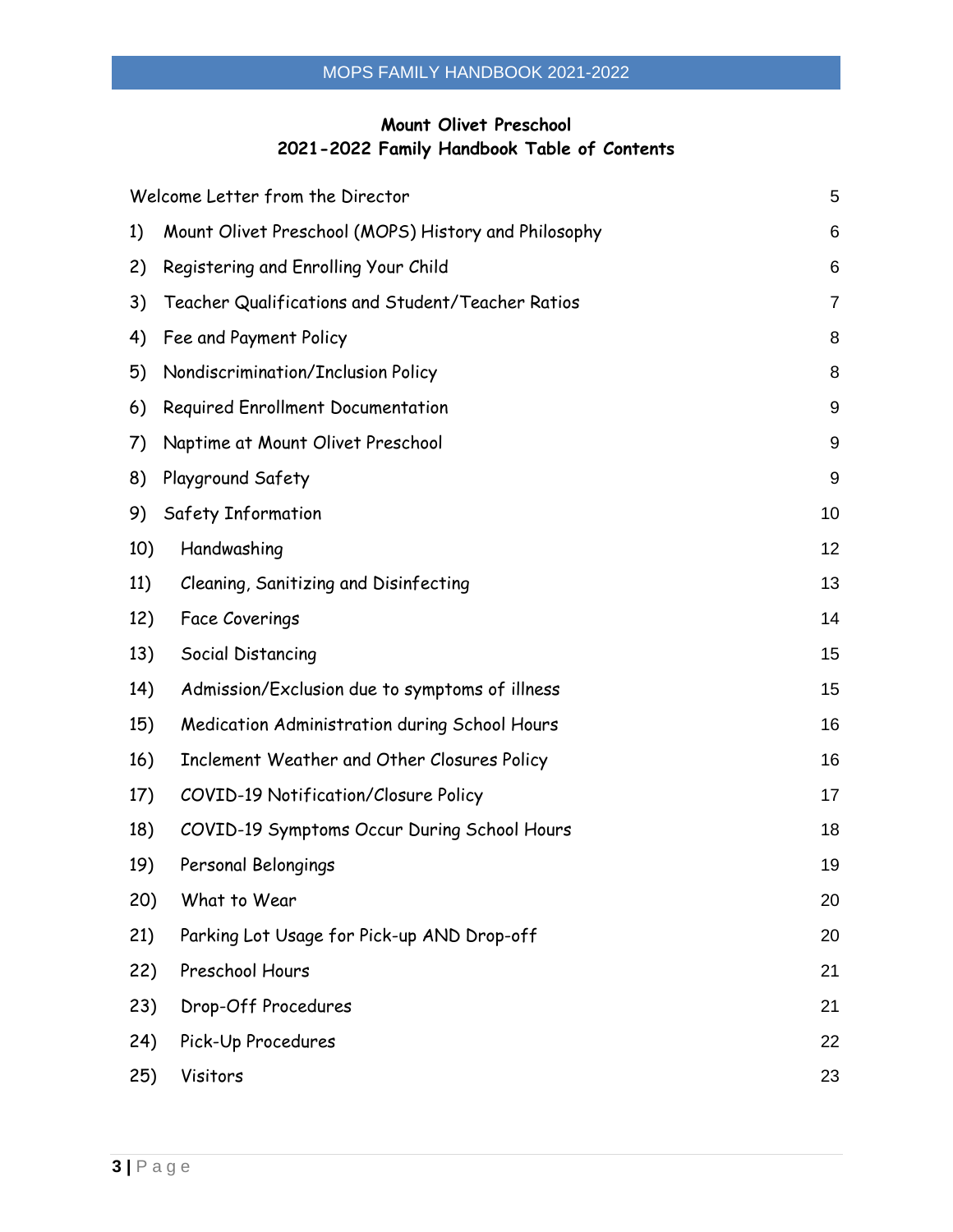**Mount Olivet Preschool**
**2021-2022 Family Handbook Table of Contents**

| | |
|---|---|
| Welcome Letter from the Director | 5 |
| 1) Mount Olivet Preschool (MOPS) History and Philosophy | 6 |
| 2) Registering and Enrolling Your Child | 6 |
| 3) Teacher Qualifications and Student/Teacher Ratios | 7 |
| 4) Fee and Payment Policy | 8 |
| 5) Nondiscrimination/Inclusion Policy | 8 |
| 6) Required Enrollment Documentation | 9 |
| 7) Naptime at Mount Olivet Preschool | 9 |
| 8) Playground Safety | 9 |
| 9) Safety Information | 10 |
| 10) Handwashing | 12 |
| 11) Cleaning, Sanitizing and Disinfecting | 13 |
| 12) Face Coverings | 14 |
| 13) Social Distancing | 15 |
| 14) Admission/Exclusion due to symptoms of illness | 15 |
| 15) Medication Administration during School Hours | 16 |
| 16) Inclement Weather and Other Closures Policy | 16 |
| 17) COVID-19 Notification/Closure Policy | 17 |
| 18) COVID-19 Symptoms Occur During School Hours | 18 |
| 19) Personal Belongings | 19 |
| 20) What to Wear | 20 |
| 21) Parking Lot Usage for Pick-up AND Drop-off | 20 |
| 22) Preschool Hours | 21 |
| 23) Drop-Off Procedures | 21 |
| 24) Pick-Up Procedures | 22 |
| 25) Visitors | 23 |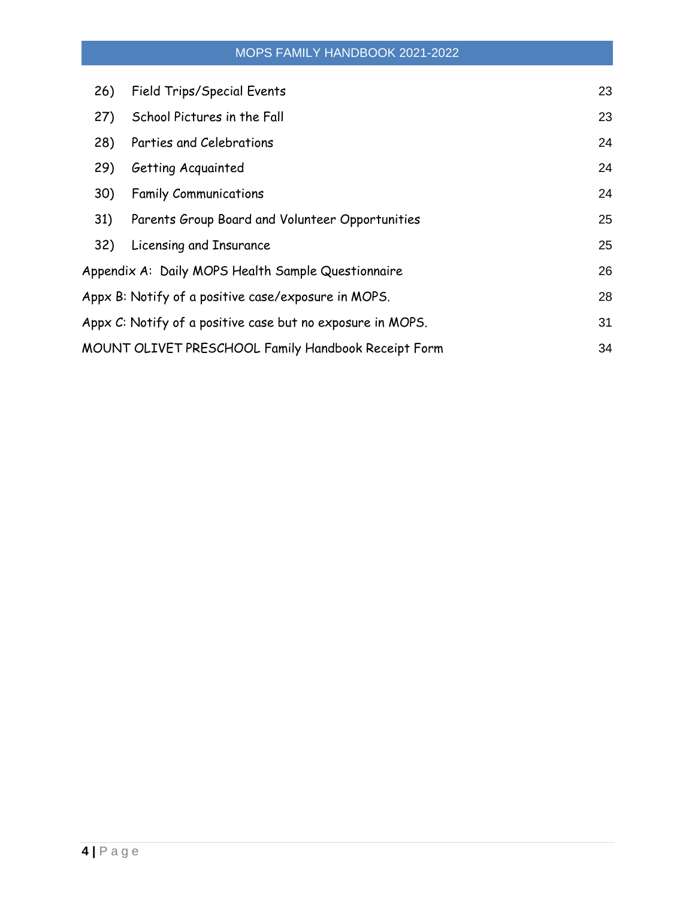| | | |
|---|---|---|
| 26) | Field Trips/Special Events | 23 |
| 27) | School Pictures in the Fall | 23 |
| 28) | Parties and Celebrations | 24 |
| 29) | Getting Acquainted | 24 |
| 30) | Family Communications | 24 |
| 31) | Parents Group Board and Volunteer Opportunities | 25 |
| 32) | Licensing and Insurance | 25 |
| Appendix A: | Daily MOPS Health Sample Questionnaire | 26 |
| Appx B: | Notify of a positive case/exposure in MOPS. | 28 |
| Appx C: | Notify of a positive case but no exposure in MOPS. | 31 |
| | MOUNT OLIVET PRESCHOOL Family Handbook Receipt Form | 34 |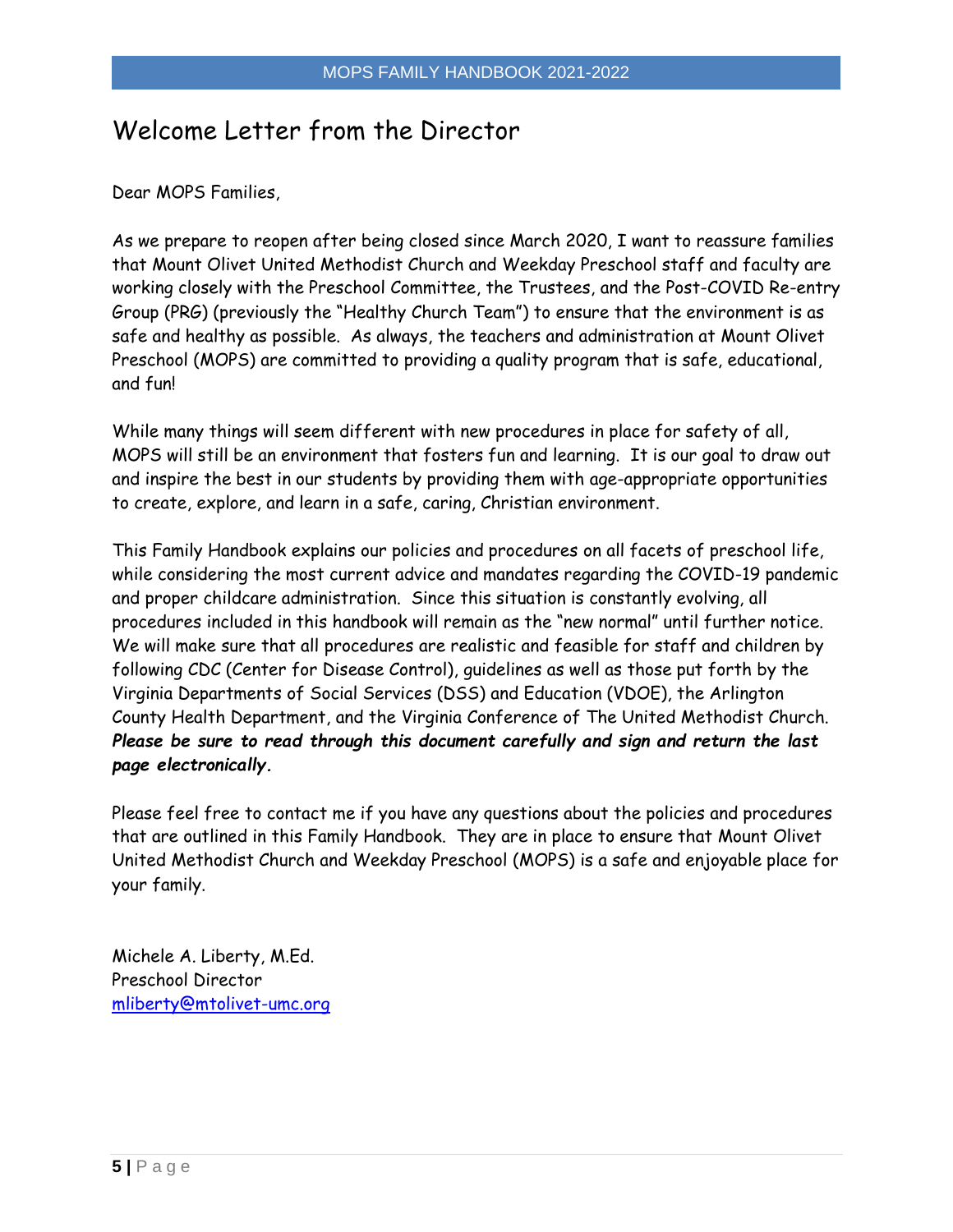# Welcome Letter from the Director

Dear MOPS Families,

As we prepare to reopen after being closed since March 2020, I want to reassure families that Mount Olivet United Methodist Church and Weekday Preschool staff and faculty are working closely with the Preschool Committee, the Trustees, and the Post-COVID Re-entry Group (PRG) (previously the "Healthy Church Team") to ensure that the environment is as safe and healthy as possible. As always, the teachers and administration at Mount Olivet Preschool (MOPS) are committed to providing a quality program that is safe, educational, and fun!

While many things will seem different with new procedures in place for safety of all, MOPS will still be an environment that fosters fun and learning. It is our goal to draw out and inspire the best in our students by providing them with age-appropriate opportunities to create, explore, and learn in a safe, caring, Christian environment.

This Family Handbook explains our policies and procedures on all facets of preschool life, while considering the most current advice and mandates regarding the COVID-19 pandemic and proper childcare administration. Since this situation is constantly evolving, all procedures included in this handbook will remain as the "new normal" until further notice. We will make sure that all procedures are realistic and feasible for staff and children by following CDC (Center for Disease Control), guidelines as well as those put forth by the Virginia Departments of Social Services (DSS) and Education (VDOE), the Arlington County Health Department, and the Virginia Conference of The United Methodist Church. ***Please be sure to read through this document carefully and sign and return the last page electronically.***

Please feel free to contact me if you have any questions about the policies and procedures that are outlined in this Family Handbook. They are in place to ensure that Mount Olivet United Methodist Church and Weekday Preschool (MOPS) is a safe and enjoyable place for your family.

Michele A. Liberty, M.Ed.
Preschool Director
mliberty@mtolivet-umc.org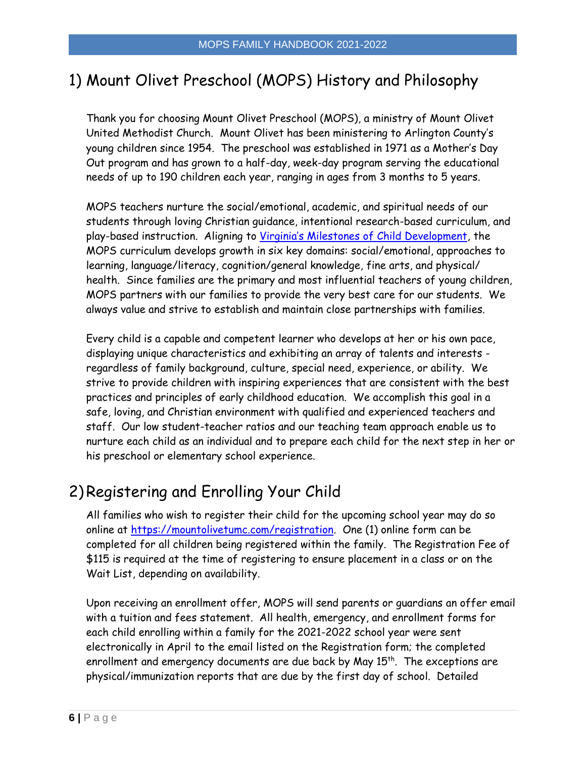# 1) Mount Olivet Preschool (MOPS) History and Philosophy

Thank you for choosing Mount Olivet Preschool (MOPS), a ministry of Mount Olivet United Methodist Church. Mount Olivet has been ministering to Arlington County's young children since 1954. The preschool was established in 1971 as a Mother's Day Out program and has grown to a half-day, week-day program serving the educational needs of up to 190 children each year, ranging in ages from 3 months to 5 years.

MOPS teachers nurture the social/emotional, academic, and spiritual needs of our students through loving Christian guidance, intentional research-based curriculum, and play-based instruction. Aligning to Virginia's Milestones of Child Development, the MOPS curriculum develops growth in six key domains: social/emotional, approaches to learning, language/literacy, cognition/general knowledge, fine arts, and physical/ health. Since families are the primary and most influential teachers of young children, MOPS partners with our families to provide the very best care for our students. We always value and strive to establish and maintain close partnerships with families.

Every child is a capable and competent learner who develops at her or his own pace, displaying unique characteristics and exhibiting an array of talents and interests - regardless of family background, culture, special need, experience, or ability. We strive to provide children with inspiring experiences that are consistent with the best practices and principles of early childhood education. We accomplish this goal in a safe, loving, and Christian environment with qualified and experienced teachers and staff. Our low student-teacher ratios and our teaching team approach enable us to nurture each child as an individual and to prepare each child for the next step in her or his preschool or elementary school experience.

# 2) Registering and Enrolling Your Child

All families who wish to register their child for the upcoming school year may do so online at https://mountolivetumc.com/registration. One (1) online form can be completed for all children being registered within the family. The Registration Fee of $115 is required at the time of registering to ensure placement in a class or on the Wait List, depending on availability.

Upon receiving an enrollment offer, MOPS will send parents or guardians an offer email with a tuition and fees statement. All health, emergency, and enrollment forms for each child enrolling within a family for the 2021-2022 school year were sent electronically in April to the email listed on the Registration form; the completed enrollment and emergency documents are due back by May 15th. The exceptions are physical/immunization reports that are due by the first day of school. Detailed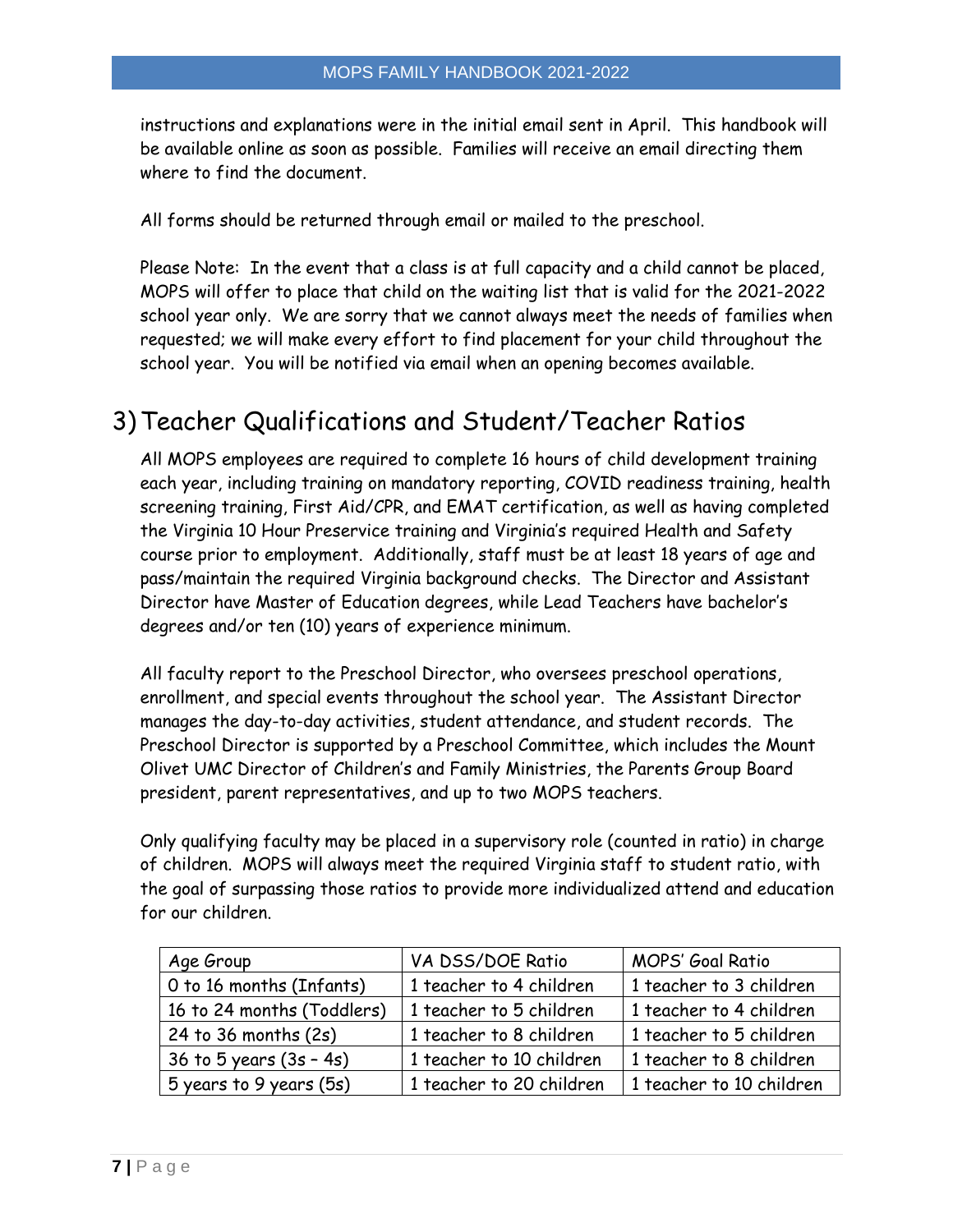instructions and explanations were in the initial email sent in April. This handbook will be available online as soon as possible. Families will receive an email directing them where to find the document.

All forms should be returned through email or mailed to the preschool.

Please Note: In the event that a class is at full capacity and a child cannot be placed, MOPS will offer to place that child on the waiting list that is valid for the 2021-2022 school year only. We are sorry that we cannot always meet the needs of families when requested; we will make every effort to find placement for your child throughout the school year. You will be notified via email when an opening becomes available.

# 3) Teacher Qualifications and Student/Teacher Ratios

All MOPS employees are required to complete 16 hours of child development training each year, including training on mandatory reporting, COVID readiness training, health screening training, First Aid/CPR, and EMAT certification, as well as having completed the Virginia 10 Hour Preservice training and Virginia's required Health and Safety course prior to employment. Additionally, staff must be at least 18 years of age and pass/maintain the required Virginia background checks. The Director and Assistant Director have Master of Education degrees, while Lead Teachers have bachelor's degrees and/or ten (10) years of experience minimum.

All faculty report to the Preschool Director, who oversees preschool operations, enrollment, and special events throughout the school year. The Assistant Director manages the day-to-day activities, student attendance, and student records. The Preschool Director is supported by a Preschool Committee, which includes the Mount Olivet UMC Director of Children's and Family Ministries, the Parents Group Board president, parent representatives, and up to two MOPS teachers.

Only qualifying faculty may be placed in a supervisory role (counted in ratio) in charge of children. MOPS will always meet the required Virginia staff to student ratio, with the goal of surpassing those ratios to provide more individualized attend and education for our children.

| Age Group | VA DSS/DOE Ratio | MOPS' Goal Ratio |
|---|---|---|
| 0 to 16 months (Infants) | 1 teacher to 4 children | 1 teacher to 3 children |
| 16 to 24 months (Toddlers) | 1 teacher to 5 children | 1 teacher to 4 children |
| 24 to 36 months (2s) | 1 teacher to 8 children | 1 teacher to 5 children |
| 36 to 5 years (3s – 4s) | 1 teacher to 10 children | 1 teacher to 8 children |
| 5 years to 9 years (5s) | 1 teacher to 20 children | 1 teacher to 10 children |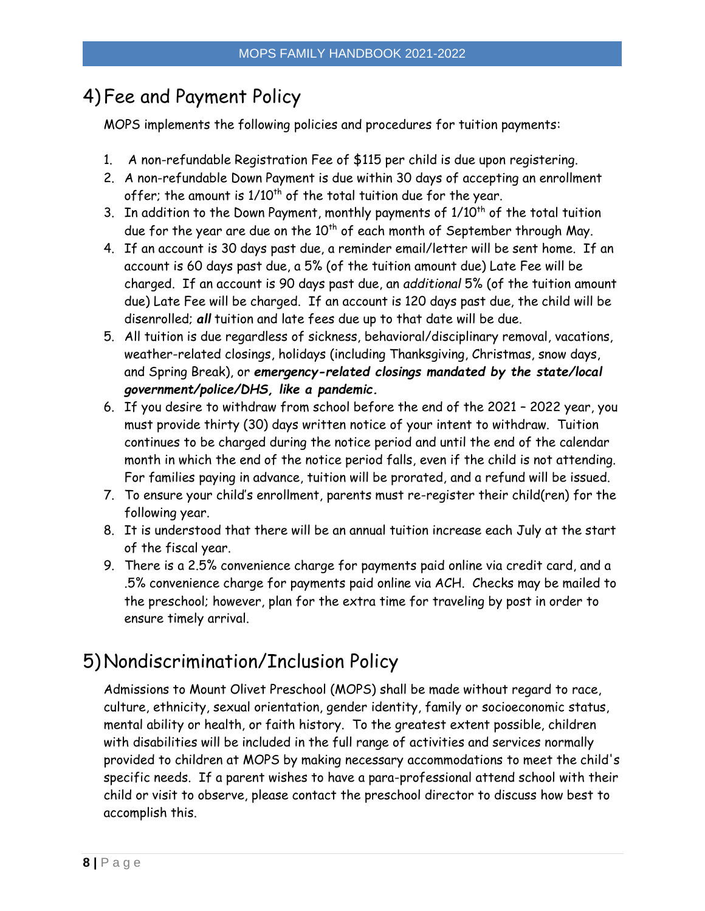## 4) Fee and Payment Policy

MOPS implements the following policies and procedures for tuition payments:

1. A non-refundable Registration Fee of $115 per child is due upon registering.
2. A non-refundable Down Payment is due within 30 days of accepting an enrollment offer; the amount is 1/10th of the total tuition due for the year.
3. In addition to the Down Payment, monthly payments of 1/10th of the total tuition due for the year are due on the 10th of each month of September through May.
4. If an account is 30 days past due, a reminder email/letter will be sent home. If an account is 60 days past due, a 5% (of the tuition amount due) Late Fee will be charged. If an account is 90 days past due, an *additional* 5% (of the tuition amount due) Late Fee will be charged. If an account is 120 days past due, the child will be disenrolled; ***all*** tuition and late fees due up to that date will be due.
5. All tuition is due regardless of sickness, behavioral/disciplinary removal, vacations, weather-related closings, holidays (including Thanksgiving, Christmas, snow days, and Spring Break), or ***emergency-related closings mandated by the state/local government/police/DHS, like a pandemic.***
6. If you desire to withdraw from school before the end of the 2021 – 2022 year, you must provide thirty (30) days written notice of your intent to withdraw. Tuition continues to be charged during the notice period and until the end of the calendar month in which the end of the notice period falls, even if the child is not attending. For families paying in advance, tuition will be prorated, and a refund will be issued.
7. To ensure your child's enrollment, parents must re-register their child(ren) for the following year.
8. It is understood that there will be an annual tuition increase each July at the start of the fiscal year.
9. There is a 2.5% convenience charge for payments paid online via credit card, and a .5% convenience charge for payments paid online via ACH. Checks may be mailed to the preschool; however, plan for the extra time for traveling by post in order to ensure timely arrival.

## 5) Nondiscrimination/Inclusion Policy

Admissions to Mount Olivet Preschool (MOPS) shall be made without regard to race, culture, ethnicity, sexual orientation, gender identity, family or socioeconomic status, mental ability or health, or faith history. To the greatest extent possible, children with disabilities will be included in the full range of activities and services normally provided to children at MOPS by making necessary accommodations to meet the child's specific needs. If a parent wishes to have a para-professional attend school with their child or visit to observe, please contact the preschool director to discuss how best to accomplish this.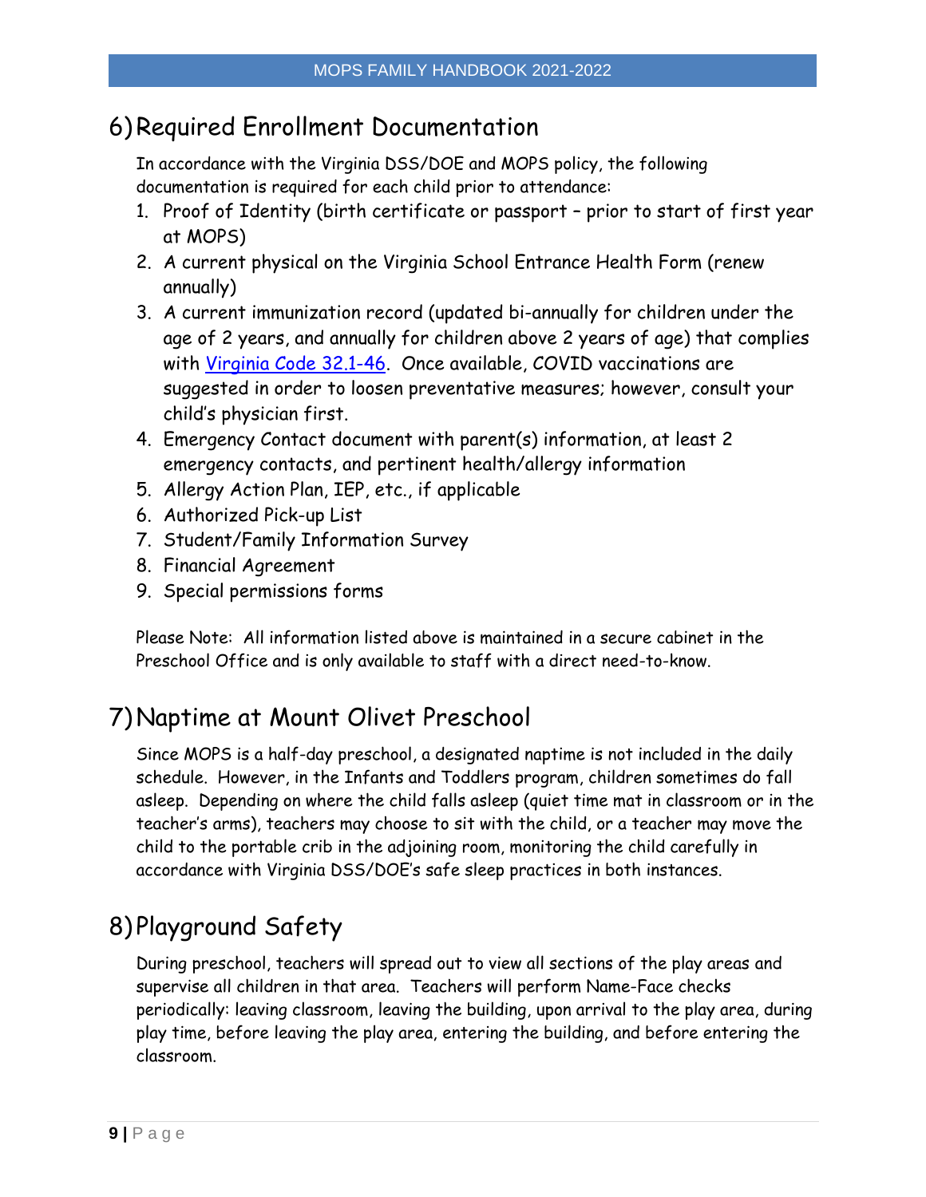## 6) Required Enrollment Documentation

In accordance with the Virginia DSS/DOE and MOPS policy, the following documentation is required for each child prior to attendance:

1. Proof of Identity (birth certificate or passport – prior to start of first year at MOPS)
2. A current physical on the Virginia School Entrance Health Form (renew annually)
3. A current immunization record (updated bi-annually for children under the age of 2 years, and annually for children above 2 years of age) that complies with [Virginia Code 32.1-46](). Once available, COVID vaccinations are suggested in order to loosen preventative measures; however, consult your child's physician first.
4. Emergency Contact document with parent(s) information, at least 2 emergency contacts, and pertinent health/allergy information
5. Allergy Action Plan, IEP, etc., if applicable
6. Authorized Pick-up List
7. Student/Family Information Survey
8. Financial Agreement
9. Special permissions forms

Please Note: All information listed above is maintained in a secure cabinet in the Preschool Office and is only available to staff with a direct need-to-know.

## 7) Naptime at Mount Olivet Preschool

Since MOPS is a half-day preschool, a designated naptime is not included in the daily schedule. However, in the Infants and Toddlers program, children sometimes do fall asleep. Depending on where the child falls asleep (quiet time mat in classroom or in the teacher's arms), teachers may choose to sit with the child, or a teacher may move the child to the portable crib in the adjoining room, monitoring the child carefully in accordance with Virginia DSS/DOE's safe sleep practices in both instances.

## 8) Playground Safety

During preschool, teachers will spread out to view all sections of the play areas and supervise all children in that area. Teachers will perform Name-Face checks periodically: leaving classroom, leaving the building, upon arrival to the play area, during play time, before leaving the play area, entering the building, and before entering the classroom.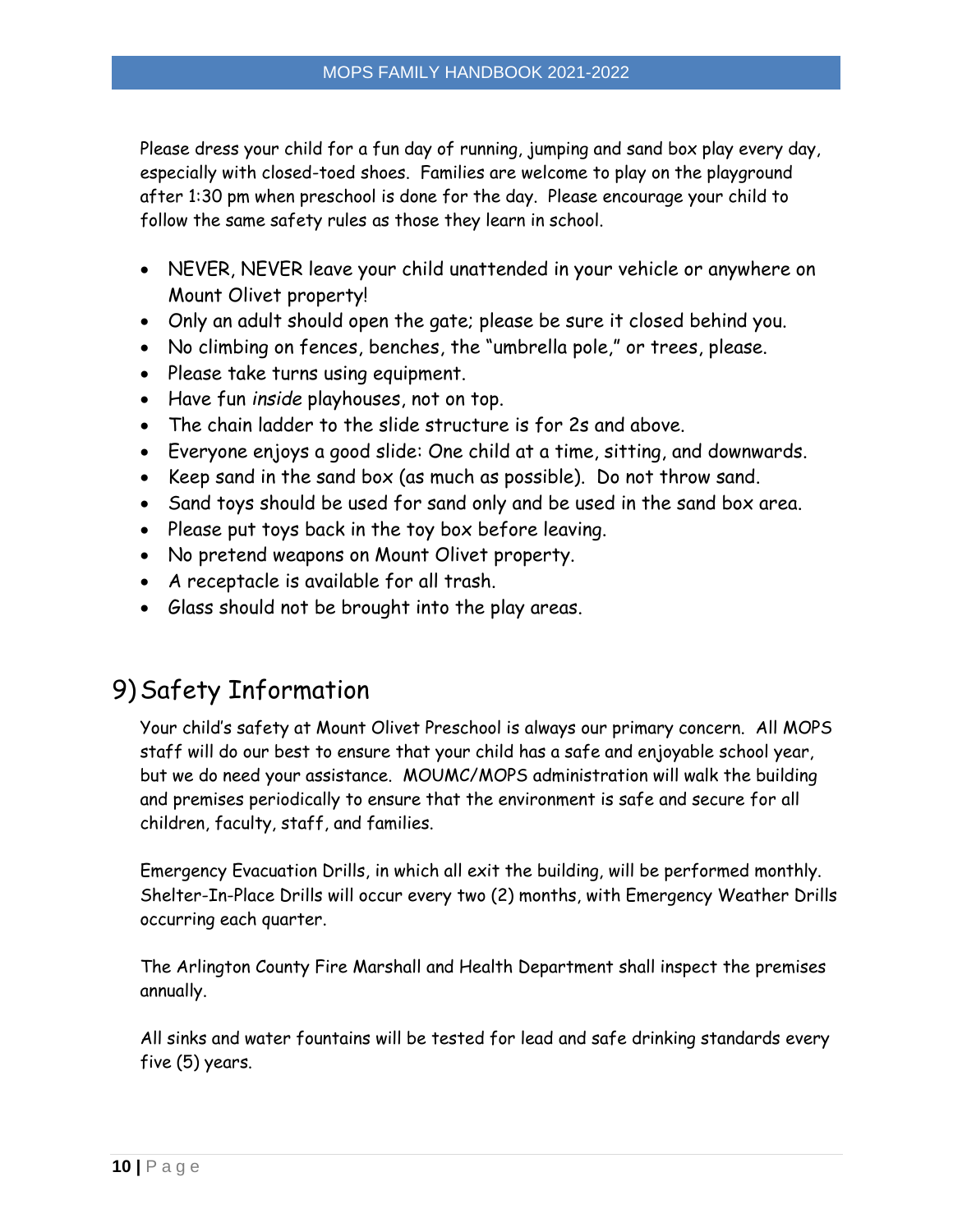Please dress your child for a fun day of running, jumping and sand box play every day, especially with closed-toed shoes. Families are welcome to play on the playground after 1:30 pm when preschool is done for the day. Please encourage your child to follow the same safety rules as those they learn in school.

- NEVER, NEVER leave your child unattended in your vehicle or anywhere on Mount Olivet property!
- Only an adult should open the gate; please be sure it closed behind you.
- No climbing on fences, benches, the "umbrella pole," or trees, please.
- Please take turns using equipment.
- Have fun *inside* playhouses, not on top.
- The chain ladder to the slide structure is for 2s and above.
- Everyone enjoys a good slide: One child at a time, sitting, and downwards.
- Keep sand in the sand box (as much as possible). Do not throw sand.
- Sand toys should be used for sand only and be used in the sand box area.
- Please put toys back in the toy box before leaving.
- No pretend weapons on Mount Olivet property.
- A receptacle is available for all trash.
- Glass should not be brought into the play areas.

# 9) Safety Information

Your child's safety at Mount Olivet Preschool is always our primary concern. All MOPS staff will do our best to ensure that your child has a safe and enjoyable school year, but we do need your assistance. MOUMC/MOPS administration will walk the building and premises periodically to ensure that the environment is safe and secure for all children, faculty, staff, and families.

Emergency Evacuation Drills, in which all exit the building, will be performed monthly. Shelter-In-Place Drills will occur every two (2) months, with Emergency Weather Drills occurring each quarter.

The Arlington County Fire Marshall and Health Department shall inspect the premises annually.

All sinks and water fountains will be tested for lead and safe drinking standards every five (5) years.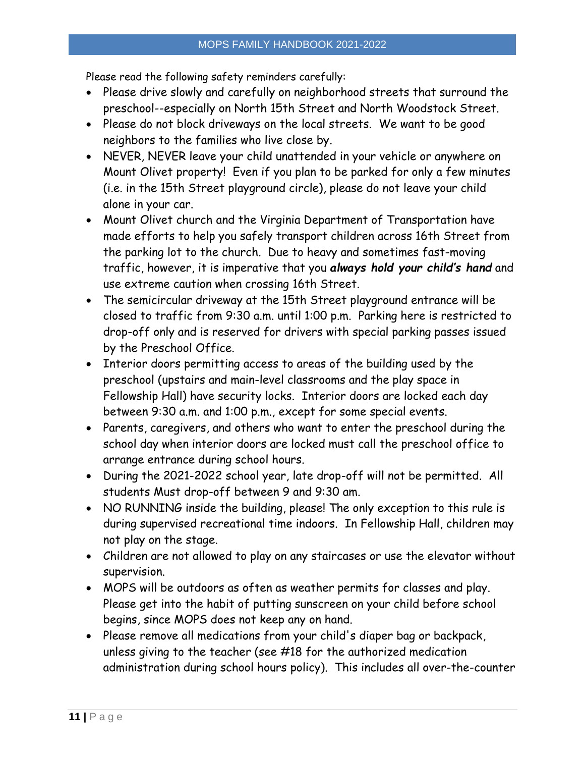Please read the following safety reminders carefully:

- Please drive slowly and carefully on neighborhood streets that surround the preschool--especially on North 15th Street and North Woodstock Street.
- Please do not block driveways on the local streets. We want to be good neighbors to the families who live close by.
- NEVER, NEVER leave your child unattended in your vehicle or anywhere on Mount Olivet property! Even if you plan to be parked for only a few minutes (i.e. in the 15th Street playground circle), please do not leave your child alone in your car.
- Mount Olivet church and the Virginia Department of Transportation have made efforts to help you safely transport children across 16th Street from the parking lot to the church. Due to heavy and sometimes fast-moving traffic, however, it is imperative that you ***always hold your child's hand*** and use extreme caution when crossing 16th Street.
- The semicircular driveway at the 15th Street playground entrance will be closed to traffic from 9:30 a.m. until 1:00 p.m. Parking here is restricted to drop-off only and is reserved for drivers with special parking passes issued by the Preschool Office.
- Interior doors permitting access to areas of the building used by the preschool (upstairs and main-level classrooms and the play space in Fellowship Hall) have security locks. Interior doors are locked each day between 9:30 a.m. and 1:00 p.m., except for some special events.
- Parents, caregivers, and others who want to enter the preschool during the school day when interior doors are locked must call the preschool office to arrange entrance during school hours.
- During the 2021-2022 school year, late drop-off will not be permitted. All students Must drop-off between 9 and 9:30 am.
- NO RUNNING inside the building, please! The only exception to this rule is during supervised recreational time indoors. In Fellowship Hall, children may not play on the stage.
- Children are not allowed to play on any staircases or use the elevator without supervision.
- MOPS will be outdoors as often as weather permits for classes and play. Please get into the habit of putting sunscreen on your child before school begins, since MOPS does not keep any on hand.
- Please remove all medications from your child's diaper bag or backpack, unless giving to the teacher (see #18 for the authorized medication administration during school hours policy). This includes all over-the-counter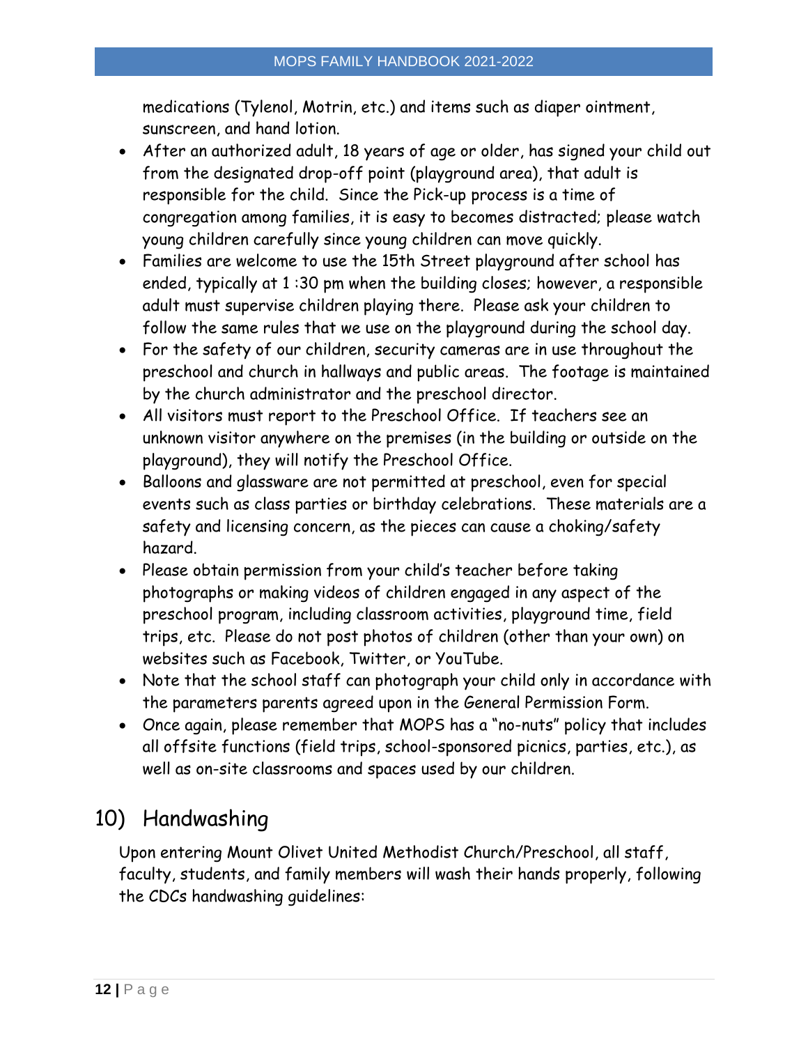medications (Tylenol, Motrin, etc.) and items such as diaper ointment, sunscreen, and hand lotion.

- After an authorized adult, 18 years of age or older, has signed your child out from the designated drop-off point (playground area), that adult is responsible for the child. Since the Pick-up process is a time of congregation among families, it is easy to becomes distracted; please watch young children carefully since young children can move quickly.
- Families are welcome to use the 15th Street playground after school has ended, typically at 1 :30 pm when the building closes; however, a responsible adult must supervise children playing there. Please ask your children to follow the same rules that we use on the playground during the school day.
- For the safety of our children, security cameras are in use throughout the preschool and church in hallways and public areas. The footage is maintained by the church administrator and the preschool director.
- All visitors must report to the Preschool Office. If teachers see an unknown visitor anywhere on the premises (in the building or outside on the playground), they will notify the Preschool Office.
- Balloons and glassware are not permitted at preschool, even for special events such as class parties or birthday celebrations. These materials are a safety and licensing concern, as the pieces can cause a choking/safety hazard.
- Please obtain permission from your child's teacher before taking photographs or making videos of children engaged in any aspect of the preschool program, including classroom activities, playground time, field trips, etc. Please do not post photos of children (other than your own) on websites such as Facebook, Twitter, or YouTube.
- Note that the school staff can photograph your child only in accordance with the parameters parents agreed upon in the General Permission Form.
- Once again, please remember that MOPS has a "no-nuts" policy that includes all offsite functions (field trips, school-sponsored picnics, parties, etc.), as well as on-site classrooms and spaces used by our children.

## 10) Handwashing

Upon entering Mount Olivet United Methodist Church/Preschool, all staff, faculty, students, and family members will wash their hands properly, following the CDCs handwashing guidelines: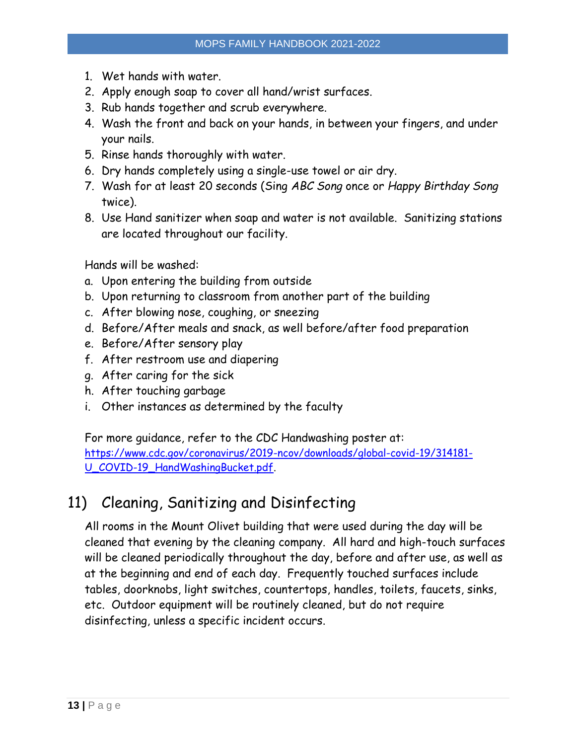1. Wet hands with water.
2. Apply enough soap to cover all hand/wrist surfaces.
3. Rub hands together and scrub everywhere.
4. Wash the front and back on your hands, in between your fingers, and under your nails.
5. Rinse hands thoroughly with water.
6. Dry hands completely using a single-use towel or air dry.
7. Wash for at least 20 seconds (Sing *ABC Song* once or *Happy Birthday Song* twice).
8. Use Hand sanitizer when soap and water is not available. Sanitizing stations are located throughout our facility.

Hands will be washed:

a. Upon entering the building from outside
b. Upon returning to classroom from another part of the building
c. After blowing nose, coughing, or sneezing
d. Before/After meals and snack, as well before/after food preparation
e. Before/After sensory play
f. After restroom use and diapering
g. After caring for the sick
h. After touching garbage
i. Other instances as determined by the faculty

For more guidance, refer to the CDC Handwashing poster at: [https://www.cdc.gov/coronavirus/2019-ncov/downloads/global-covid-19/314181-U_COVID-19_HandWashingBucket.pdf](https://www.cdc.gov/coronavirus/2019-ncov/downloads/global-covid-19/314181-U_COVID-19_HandWashingBucket.pdf).

## 11) Cleaning, Sanitizing and Disinfecting

All rooms in the Mount Olivet building that were used during the day will be cleaned that evening by the cleaning company. All hard and high-touch surfaces will be cleaned periodically throughout the day, before and after use, as well as at the beginning and end of each day. Frequently touched surfaces include tables, doorknobs, light switches, countertops, handles, toilets, faucets, sinks, etc. Outdoor equipment will be routinely cleaned, but do not require disinfecting, unless a specific incident occurs.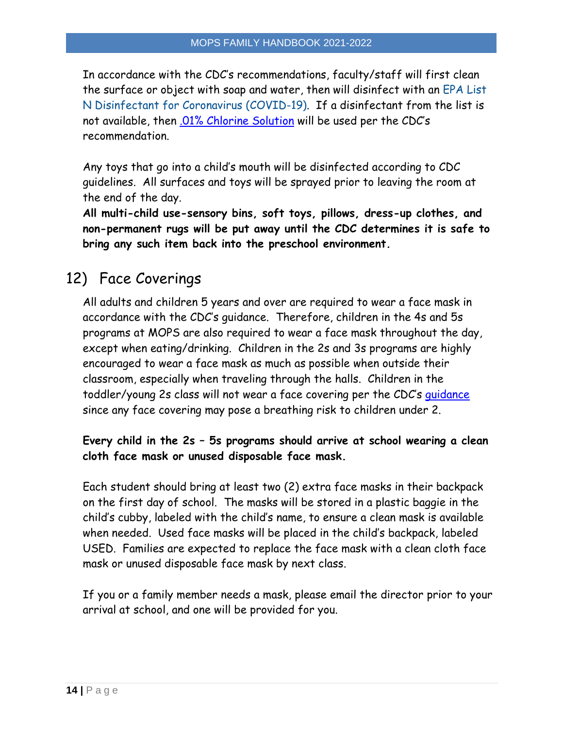In accordance with the CDC's recommendations, faculty/staff will first clean the surface or object with soap and water, then will disinfect with an EPA List N Disinfectant for Coronavirus (COVID-19). If a disinfectant from the list is not available, then .01% Chlorine Solution will be used per the CDC's recommendation.

Any toys that go into a child's mouth will be disinfected according to CDC guidelines. All surfaces and toys will be sprayed prior to leaving the room at the end of the day.
**All multi-child use-sensory bins, soft toys, pillows, dress-up clothes, and non-permanent rugs will be put away until the CDC determines it is safe to bring any such item back into the preschool environment.**

## 12) Face Coverings

All adults and children 5 years and over are required to wear a face mask in accordance with the CDC's guidance. Therefore, children in the 4s and 5s programs at MOPS are also required to wear a face mask throughout the day, except when eating/drinking. Children in the 2s and 3s programs are highly encouraged to wear a face mask as much as possible when outside their classroom, especially when traveling through the halls. Children in the toddler/young 2s class will not wear a face covering per the CDC's guidance since any face covering may pose a breathing risk to children under 2.

**Every child in the 2s – 5s programs should arrive at school wearing a clean cloth face mask or unused disposable face mask.**

Each student should bring at least two (2) extra face masks in their backpack on the first day of school. The masks will be stored in a plastic baggie in the child's cubby, labeled with the child's name, to ensure a clean mask is available when needed. Used face masks will be placed in the child's backpack, labeled USED. Families are expected to replace the face mask with a clean cloth face mask or unused disposable face mask by next class.

If you or a family member needs a mask, please email the director prior to your arrival at school, and one will be provided for you.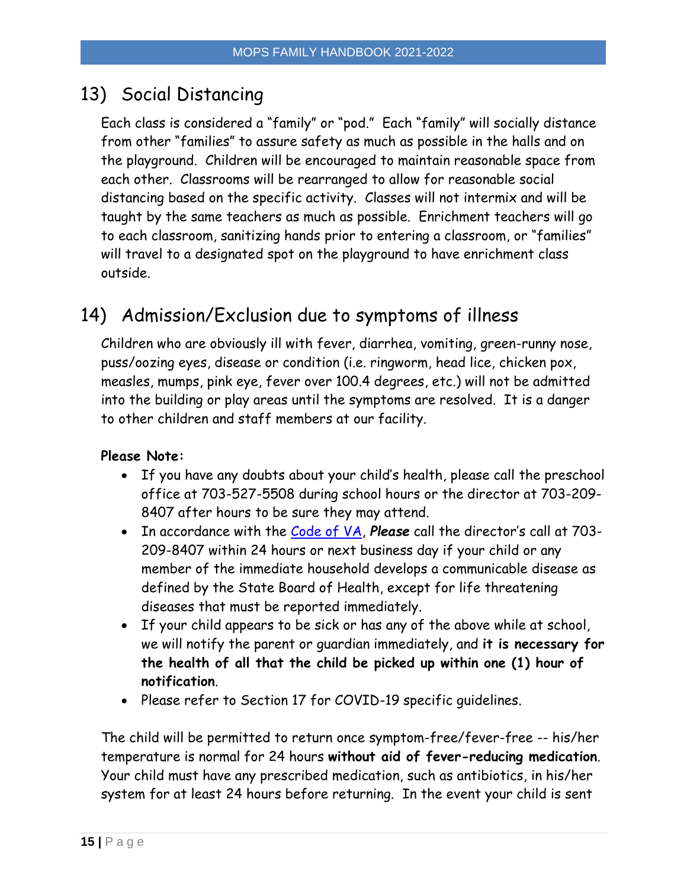## 13) Social Distancing

Each class is considered a "family" or "pod." Each "family" will socially distance from other "families" to assure safety as much as possible in the halls and on the playground. Children will be encouraged to maintain reasonable space from each other. Classrooms will be rearranged to allow for reasonable social distancing based on the specific activity. Classes will not intermix and will be taught by the same teachers as much as possible. Enrichment teachers will go to each classroom, sanitizing hands prior to entering a classroom, or "families" will travel to a designated spot on the playground to have enrichment class outside.

## 14) Admission/Exclusion due to symptoms of illness

Children who are obviously ill with fever, diarrhea, vomiting, green-runny nose, puss/oozing eyes, disease or condition (i.e. ringworm, head lice, chicken pox, measles, mumps, pink eye, fever over 100.4 degrees, etc.) will not be admitted into the building or play areas until the symptoms are resolved. It is a danger to other children and staff members at our facility.

**Please Note:**

- If you have any doubts about your child's health, please call the preschool office at 703-527-5508 during school hours or the director at 703-209-8407 after hours to be sure they may attend.
- In accordance with the Code of VA, ***Please*** call the director's call at 703-209-8407 within 24 hours or next business day if your child or any member of the immediate household develops a communicable disease as defined by the State Board of Health, except for life threatening diseases that must be reported immediately.
- If your child appears to be sick or has any of the above while at school, we will notify the parent or guardian immediately, and **it is necessary for the health of all that the child be picked up within one (1) hour of notification**.
- Please refer to Section 17 for COVID-19 specific guidelines.

The child will be permitted to return once symptom-free/fever-free -- his/her temperature is normal for 24 hours **without aid of fever-reducing medication**. Your child must have any prescribed medication, such as antibiotics, in his/her system for at least 24 hours before returning. In the event your child is sent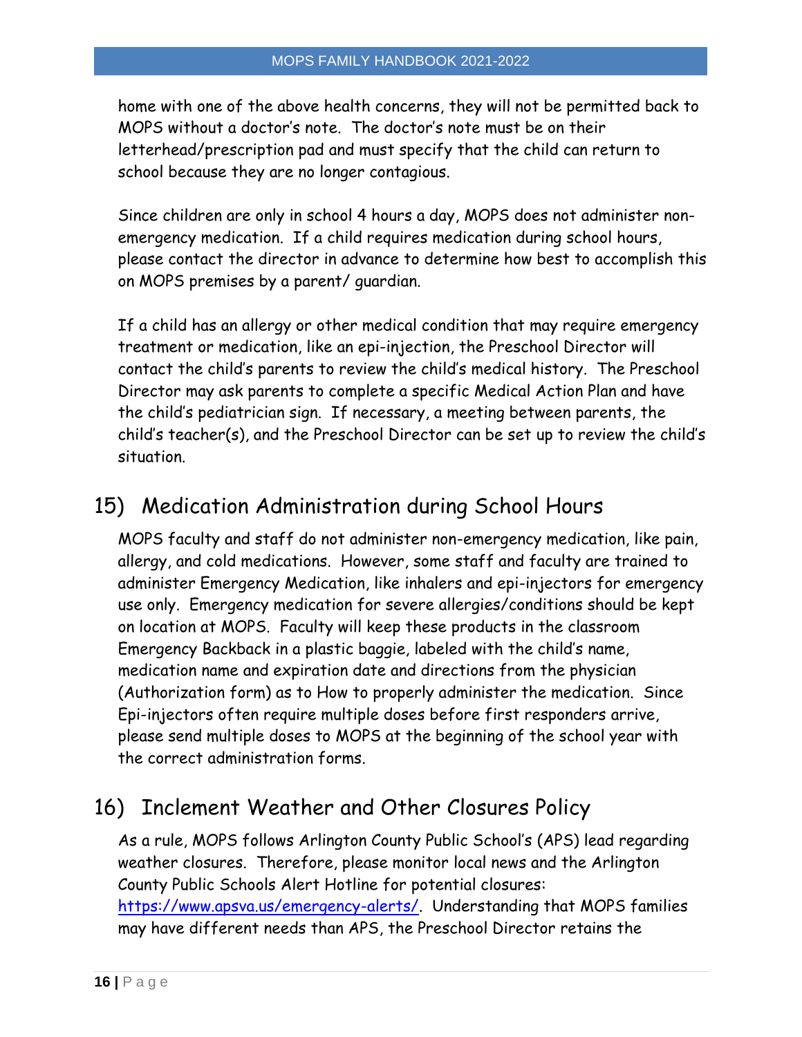home with one of the above health concerns, they will not be permitted back to MOPS without a doctor's note. The doctor's note must be on their letterhead/prescription pad and must specify that the child can return to school because they are no longer contagious.

Since children are only in school 4 hours a day, MOPS does not administer non-emergency medication. If a child requires medication during school hours, please contact the director in advance to determine how best to accomplish this on MOPS premises by a parent/ guardian.

If a child has an allergy or other medical condition that may require emergency treatment or medication, like an epi-injection, the Preschool Director will contact the child's parents to review the child's medical history. The Preschool Director may ask parents to complete a specific Medical Action Plan and have the child's pediatrician sign. If necessary, a meeting between parents, the child's teacher(s), and the Preschool Director can be set up to review the child's situation.

## 15) Medication Administration during School Hours

MOPS faculty and staff do not administer non-emergency medication, like pain, allergy, and cold medications. However, some staff and faculty are trained to administer Emergency Medication, like inhalers and epi-injectors for emergency use only. Emergency medication for severe allergies/conditions should be kept on location at MOPS. Faculty will keep these products in the classroom Emergency Backback in a plastic baggie, labeled with the child's name, medication name and expiration date and directions from the physician (Authorization form) as to How to properly administer the medication. Since Epi-injectors often require multiple doses before first responders arrive, please send multiple doses to MOPS at the beginning of the school year with the correct administration forms.

## 16) Inclement Weather and Other Closures Policy

As a rule, MOPS follows Arlington County Public School's (APS) lead regarding weather closures. Therefore, please monitor local news and the Arlington County Public Schools Alert Hotline for potential closures: https://www.apsva.us/emergency-alerts/. Understanding that MOPS families may have different needs than APS, the Preschool Director retains the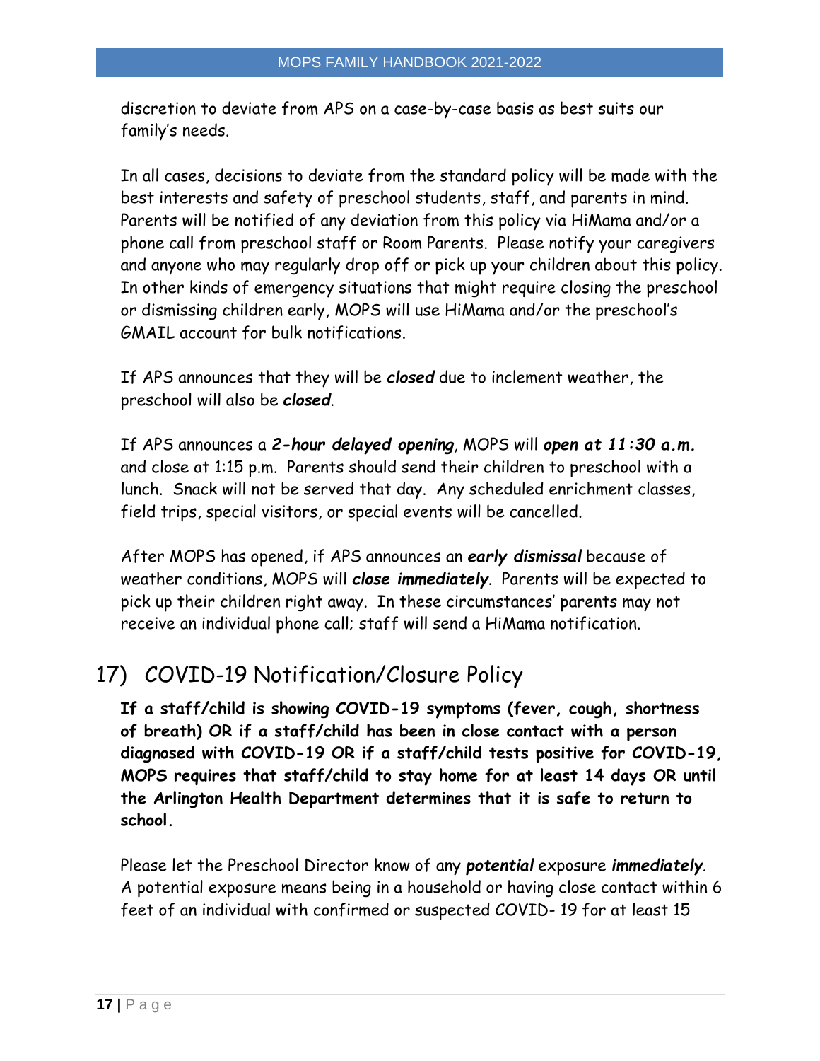discretion to deviate from APS on a case-by-case basis as best suits our family's needs.

In all cases, decisions to deviate from the standard policy will be made with the best interests and safety of preschool students, staff, and parents in mind. Parents will be notified of any deviation from this policy via HiMama and/or a phone call from preschool staff or Room Parents. Please notify your caregivers and anyone who may regularly drop off or pick up your children about this policy. In other kinds of emergency situations that might require closing the preschool or dismissing children early, MOPS will use HiMama and/or the preschool's GMAIL account for bulk notifications.

If APS announces that they will be ***closed*** due to inclement weather, the preschool will also be ***closed***.

If APS announces a ***2-hour delayed opening***, MOPS will ***open at 11:30 a.m.*** and close at 1:15 p.m. Parents should send their children to preschool with a lunch. Snack will not be served that day. Any scheduled enrichment classes, field trips, special visitors, or special events will be cancelled.

After MOPS has opened, if APS announces an ***early dismissal*** because of weather conditions, MOPS will ***close immediately***. Parents will be expected to pick up their children right away. In these circumstances' parents may not receive an individual phone call; staff will send a HiMama notification.

## 17) COVID-19 Notification/Closure Policy

**If a staff/child is showing COVID-19 symptoms (fever, cough, shortness of breath) OR if a staff/child has been in close contact with a person diagnosed with COVID-19 OR if a staff/child tests positive for COVID-19, MOPS requires that staff/child to stay home for at least 14 days OR until the Arlington Health Department determines that it is safe to return to school.**

Please let the Preschool Director know of any ***potential*** exposure ***immediately***. A potential exposure means being in a household or having close contact within 6 feet of an individual with confirmed or suspected COVID- 19 for at least 15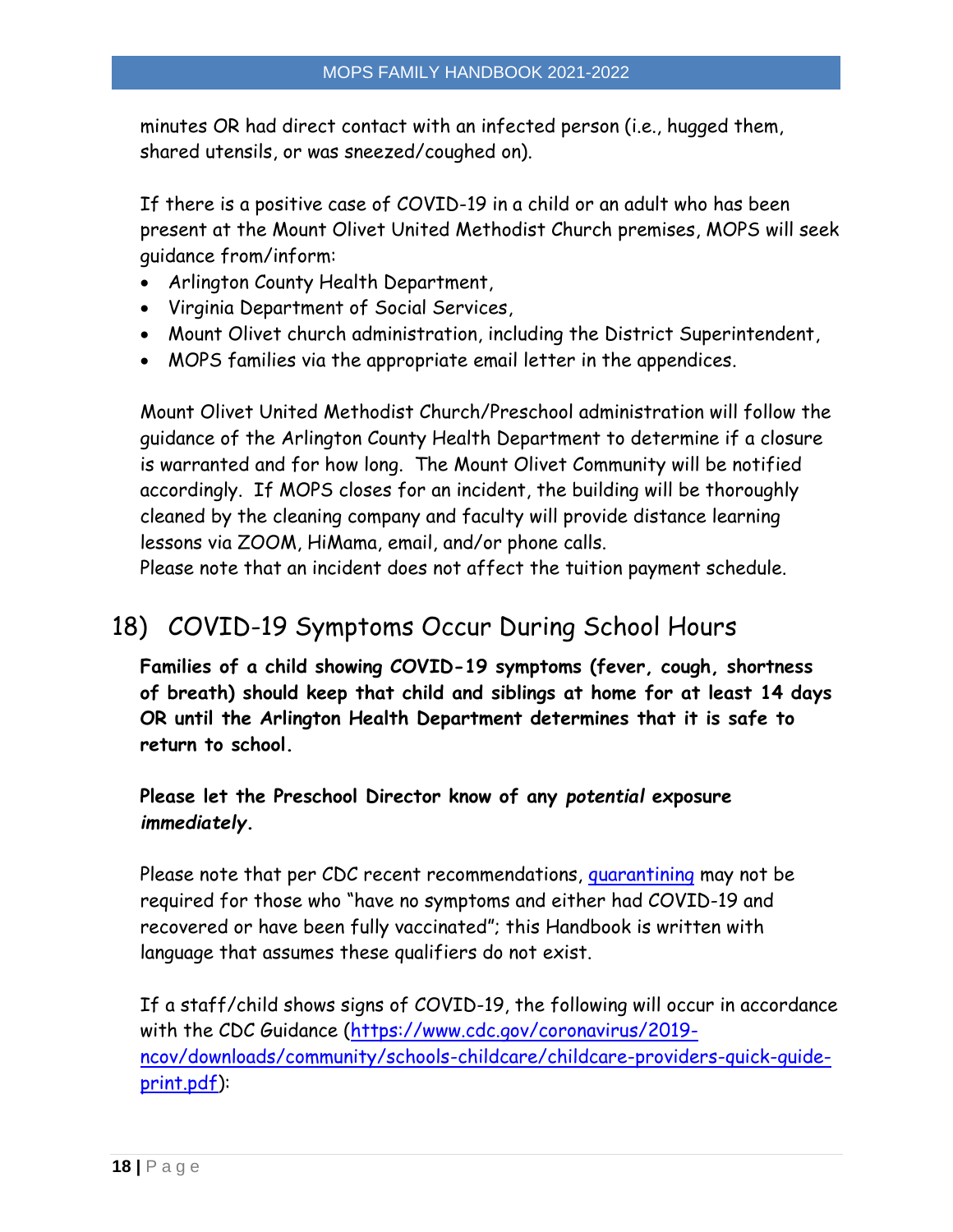minutes OR had direct contact with an infected person (i.e., hugged them, shared utensils, or was sneezed/coughed on).

If there is a positive case of COVID-19 in a child or an adult who has been present at the Mount Olivet United Methodist Church premises, MOPS will seek guidance from/inform:

- Arlington County Health Department,
- Virginia Department of Social Services,
- Mount Olivet church administration, including the District Superintendent,
- MOPS families via the appropriate email letter in the appendices.

Mount Olivet United Methodist Church/Preschool administration will follow the guidance of the Arlington County Health Department to determine if a closure is warranted and for how long. The Mount Olivet Community will be notified accordingly. If MOPS closes for an incident, the building will be thoroughly cleaned by the cleaning company and faculty will provide distance learning lessons via ZOOM, HiMama, email, and/or phone calls.
Please note that an incident does not affect the tuition payment schedule.

## 18) COVID-19 Symptoms Occur During School Hours

**Families of a child showing COVID-19 symptoms (fever, cough, shortness of breath) should keep that child and siblings at home for at least 14 days OR until the Arlington Health Department determines that it is safe to return to school.**

**Please let the Preschool Director know of any *potential* exposure *immediately*.**

Please note that per CDC recent recommendations, quarantining may not be required for those who "have no symptoms and either had COVID-19 and recovered or have been fully vaccinated"; this Handbook is written with language that assumes these qualifiers do not exist.

If a staff/child shows signs of COVID-19, the following will occur in accordance with the CDC Guidance (https://www.cdc.gov/coronavirus/2019-ncov/downloads/community/schools-childcare/childcare-providers-quick-guide-print.pdf):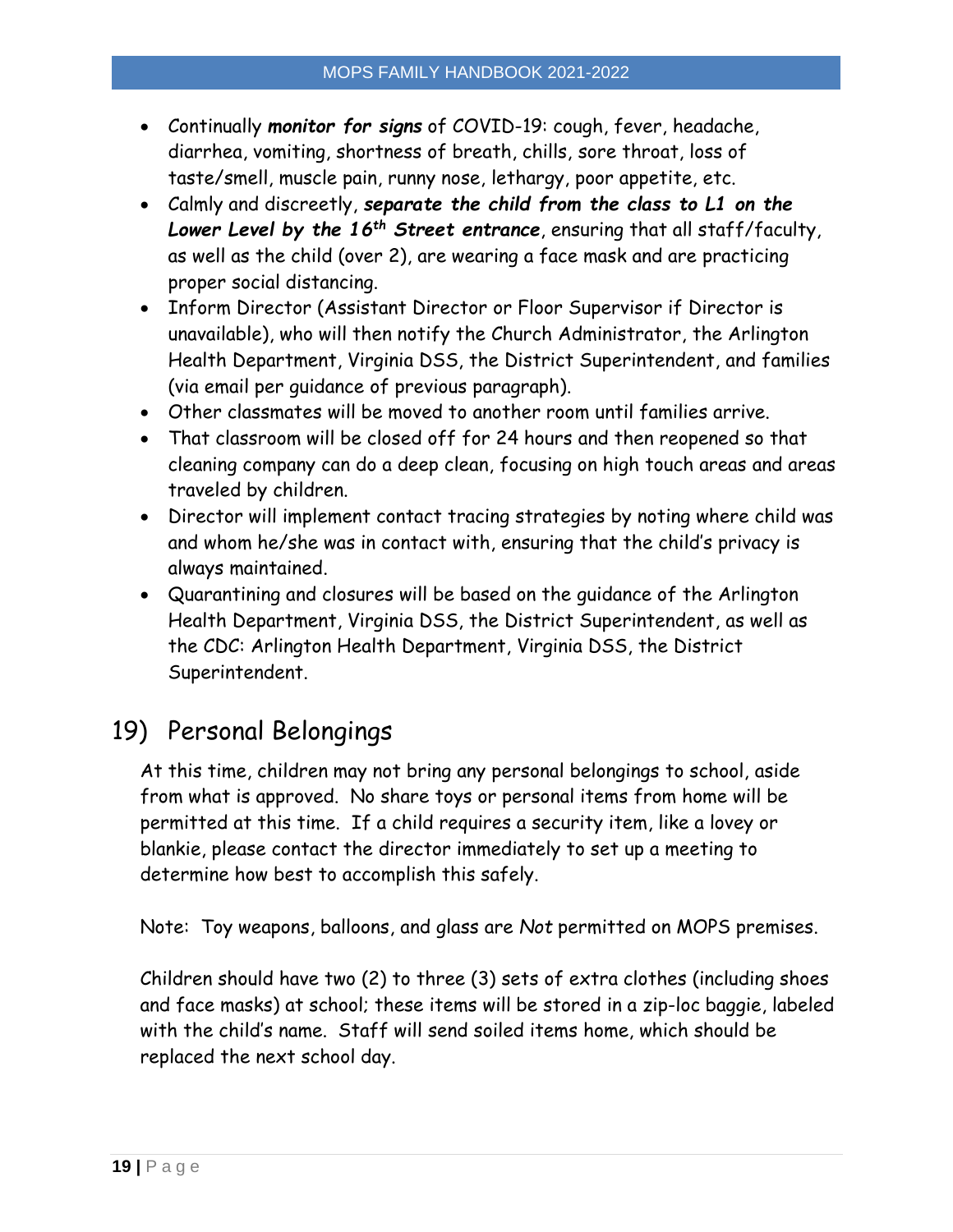- Continually ***monitor for signs*** of COVID-19: cough, fever, headache, diarrhea, vomiting, shortness of breath, chills, sore throat, loss of taste/smell, muscle pain, runny nose, lethargy, poor appetite, etc.
- Calmly and discreetly, ***separate the child from the class to L1 on the Lower Level by the 16th Street entrance***, ensuring that all staff/faculty, as well as the child (over 2), are wearing a face mask and are practicing proper social distancing.
- Inform Director (Assistant Director or Floor Supervisor if Director is unavailable), who will then notify the Church Administrator, the Arlington Health Department, Virginia DSS, the District Superintendent, and families (via email per guidance of previous paragraph).
- Other classmates will be moved to another room until families arrive.
- That classroom will be closed off for 24 hours and then reopened so that cleaning company can do a deep clean, focusing on high touch areas and areas traveled by children.
- Director will implement contact tracing strategies by noting where child was and whom he/she was in contact with, ensuring that the child's privacy is always maintained.
- Quarantining and closures will be based on the guidance of the Arlington Health Department, Virginia DSS, the District Superintendent, as well as the CDC: Arlington Health Department, Virginia DSS, the District Superintendent.

## 19) Personal Belongings

At this time, children may not bring any personal belongings to school, aside from what is approved. No share toys or personal items from home will be permitted at this time. If a child requires a security item, like a lovey or blankie, please contact the director immediately to set up a meeting to determine how best to accomplish this safely.

Note: Toy weapons, balloons, and glass are *Not* permitted on MOPS premises.

Children should have two (2) to three (3) sets of extra clothes (including shoes and face masks) at school; these items will be stored in a zip-loc baggie, labeled with the child's name. Staff will send soiled items home, which should be replaced the next school day.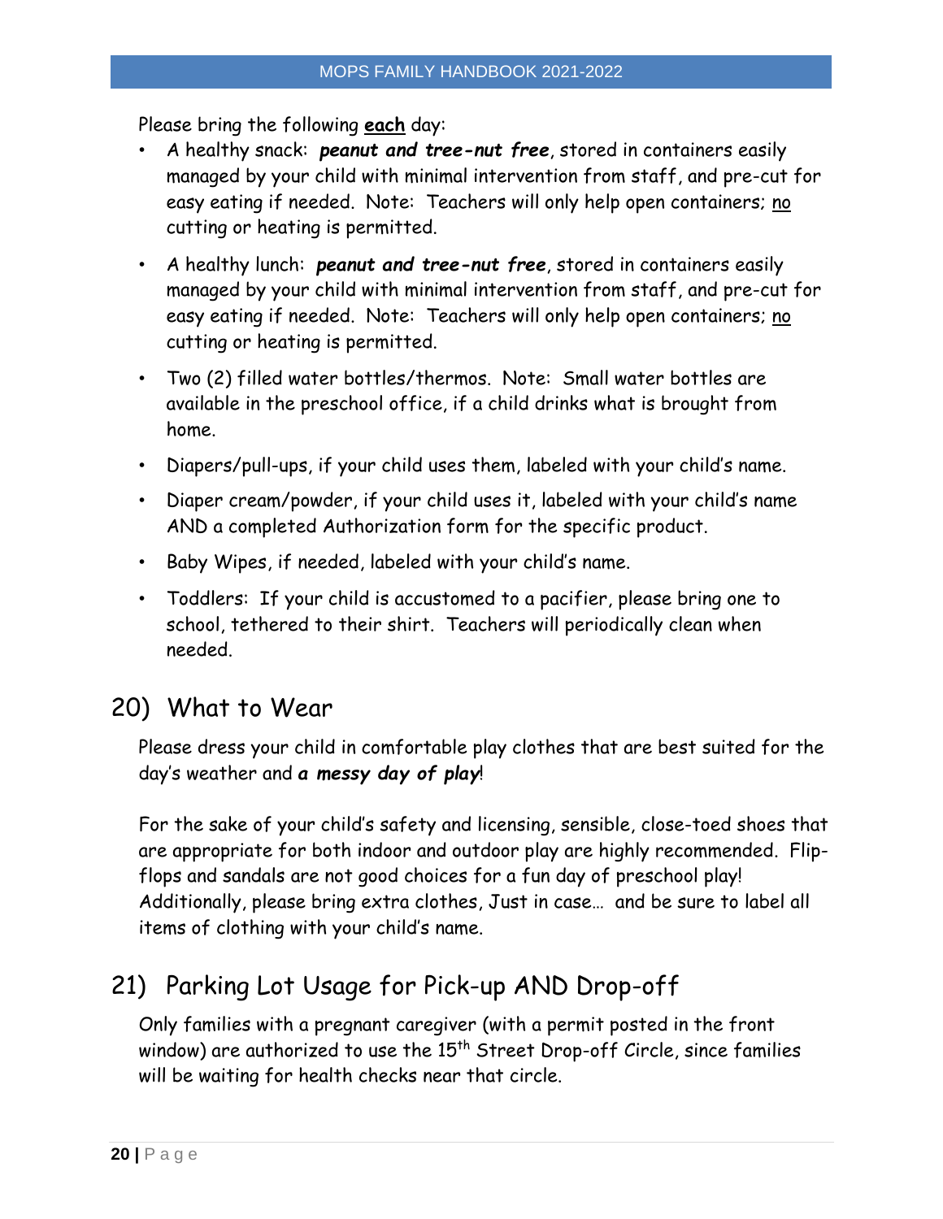Please bring the following **each** day:

- A healthy snack: ***peanut and tree-nut free***, stored in containers easily managed by your child with minimal intervention from staff, and pre-cut for easy eating if needed. Note: Teachers will only help open containers; no cutting or heating is permitted.
- A healthy lunch: ***peanut and tree-nut free***, stored in containers easily managed by your child with minimal intervention from staff, and pre-cut for easy eating if needed. Note: Teachers will only help open containers; no cutting or heating is permitted.
- Two (2) filled water bottles/thermos. Note: Small water bottles are available in the preschool office, if a child drinks what is brought from home.
- Diapers/pull-ups, if your child uses them, labeled with your child's name.
- Diaper cream/powder, if your child uses it, labeled with your child's name AND a completed Authorization form for the specific product.
- Baby Wipes, if needed, labeled with your child's name.
- Toddlers: If your child is accustomed to a pacifier, please bring one to school, tethered to their shirt. Teachers will periodically clean when needed.

## 20) What to Wear

Please dress your child in comfortable play clothes that are best suited for the day's weather and ***a messy day of play***!

For the sake of your child's safety and licensing, sensible, close-toed shoes that are appropriate for both indoor and outdoor play are highly recommended. Flip-flops and sandals are not good choices for a fun day of preschool play! Additionally, please bring extra clothes, Just in case… and be sure to label all items of clothing with your child's name.

## 21) Parking Lot Usage for Pick-up AND Drop-off

Only families with a pregnant caregiver (with a permit posted in the front window) are authorized to use the 15th Street Drop-off Circle, since families will be waiting for health checks near that circle.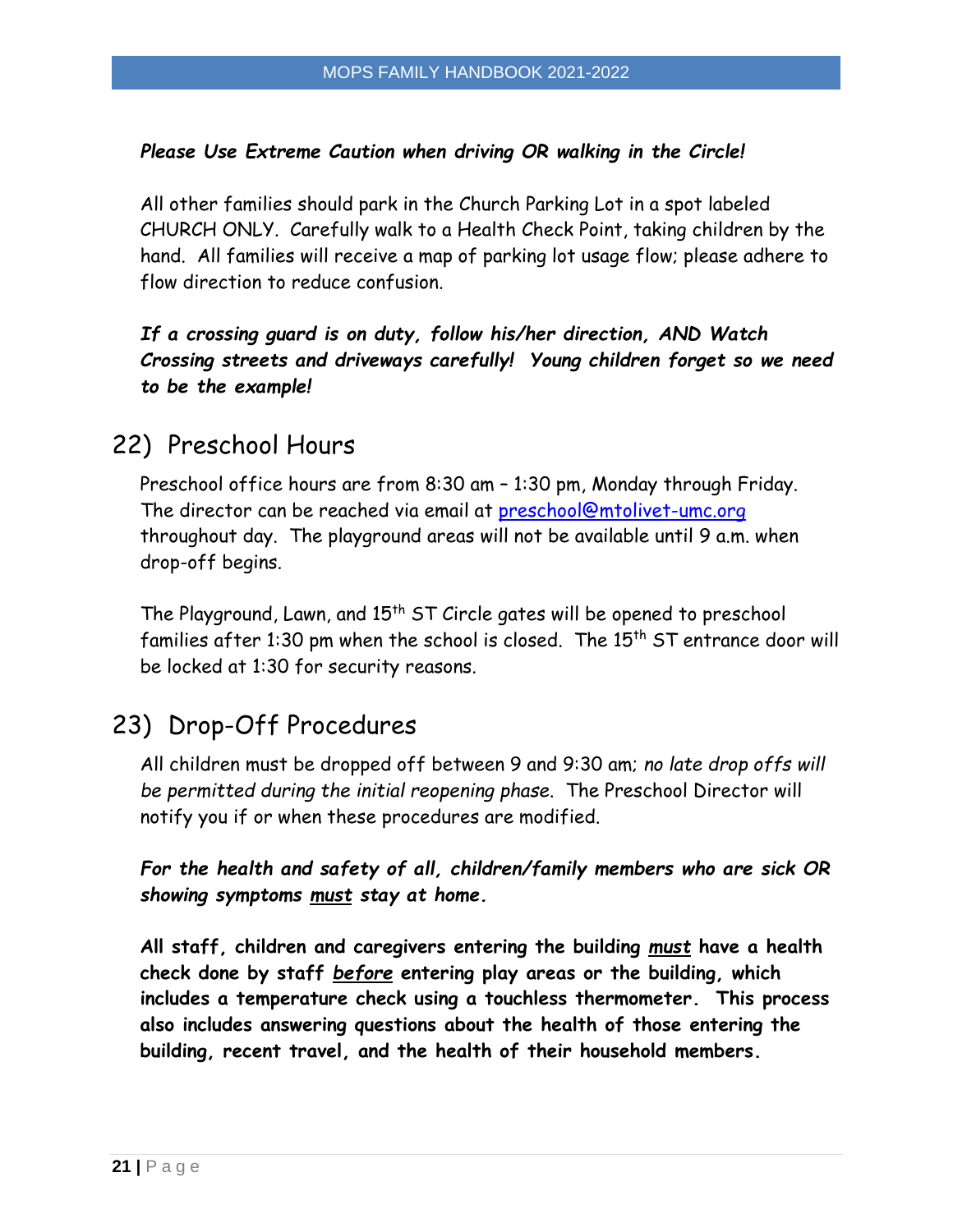***Please Use Extreme Caution when driving OR walking in the Circle!***

All other families should park in the Church Parking Lot in a spot labeled CHURCH ONLY. Carefully walk to a Health Check Point, taking children by the hand. All families will receive a map of parking lot usage flow; please adhere to flow direction to reduce confusion.

***If a crossing guard is on duty, follow his/her direction, AND Watch Crossing streets and driveways carefully! Young children forget so we need to be the example!***

## 22) Preschool Hours

Preschool office hours are from 8:30 am – 1:30 pm, Monday through Friday. The director can be reached via email at [preschool@mtolivet-umc.org](mailto:preschool@mtolivet-umc.org) throughout day. The playground areas will not be available until 9 a.m. when drop-off begins.

The Playground, Lawn, and 15th ST Circle gates will be opened to preschool families after 1:30 pm when the school is closed. The 15th ST entrance door will be locked at 1:30 for security reasons.

## 23) Drop-Off Procedures

All children must be dropped off between 9 and 9:30 am; *no late drop offs will be permitted during the initial reopening phase*. The Preschool Director will notify you if or when these procedures are modified.

***For the health and safety of all, children/family members who are sick OR showing symptoms <u>must</u> stay at home.***

**All staff, children and caregivers entering the building *<u>must</u>* have a health check done by staff *<u>before</u>* entering play areas or the building, which includes a temperature check using a touchless thermometer. This process also includes answering questions about the health of those entering the building, recent travel, and the health of their household members.**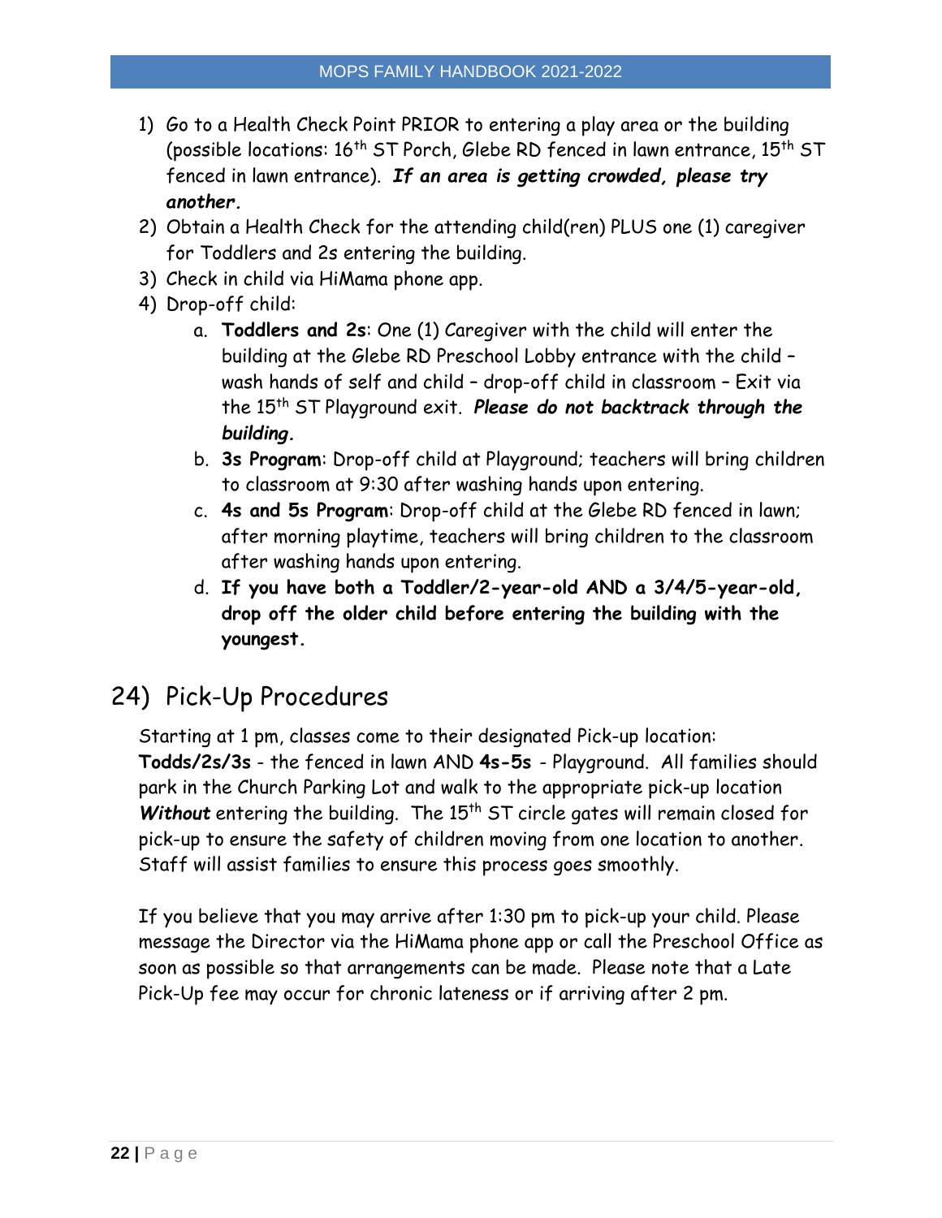1) Go to a Health Check Point PRIOR to entering a play area or the building (possible locations: 16th ST Porch, Glebe RD fenced in lawn entrance, 15th ST fenced in lawn entrance). ***If an area is getting crowded, please try another.***
2) Obtain a Health Check for the attending child(ren) PLUS one (1) caregiver for Toddlers and 2s entering the building.
3) Check in child via HiMama phone app.
4) Drop-off child:
    a. **Toddlers and 2s**: One (1) Caregiver with the child will enter the building at the Glebe RD Preschool Lobby entrance with the child – wash hands of self and child – drop-off child in classroom – Exit via the 15th ST Playground exit. ***Please do not backtrack through the building.***
    b. **3s Program**: Drop-off child at Playground; teachers will bring children to classroom at 9:30 after washing hands upon entering.
    c. **4s and 5s Program**: Drop-off child at the Glebe RD fenced in lawn; after morning playtime, teachers will bring children to the classroom after washing hands upon entering.
    d. **If you have both a Toddler/2-year-old AND a 3/4/5-year-old, drop off the older child before entering the building with the youngest.**

## 24) Pick-Up Procedures

Starting at 1 pm, classes come to their designated Pick-up location: **Todds/2s/3s** - the fenced in lawn AND **4s-5s** - Playground. All families should park in the Church Parking Lot and walk to the appropriate pick-up location ***Without*** entering the building. The 15th ST circle gates will remain closed for pick-up to ensure the safety of children moving from one location to another. Staff will assist families to ensure this process goes smoothly.

If you believe that you may arrive after 1:30 pm to pick-up your child. Please message the Director via the HiMama phone app or call the Preschool Office as soon as possible so that arrangements can be made. Please note that a Late Pick-Up fee may occur for chronic lateness or if arriving after 2 pm.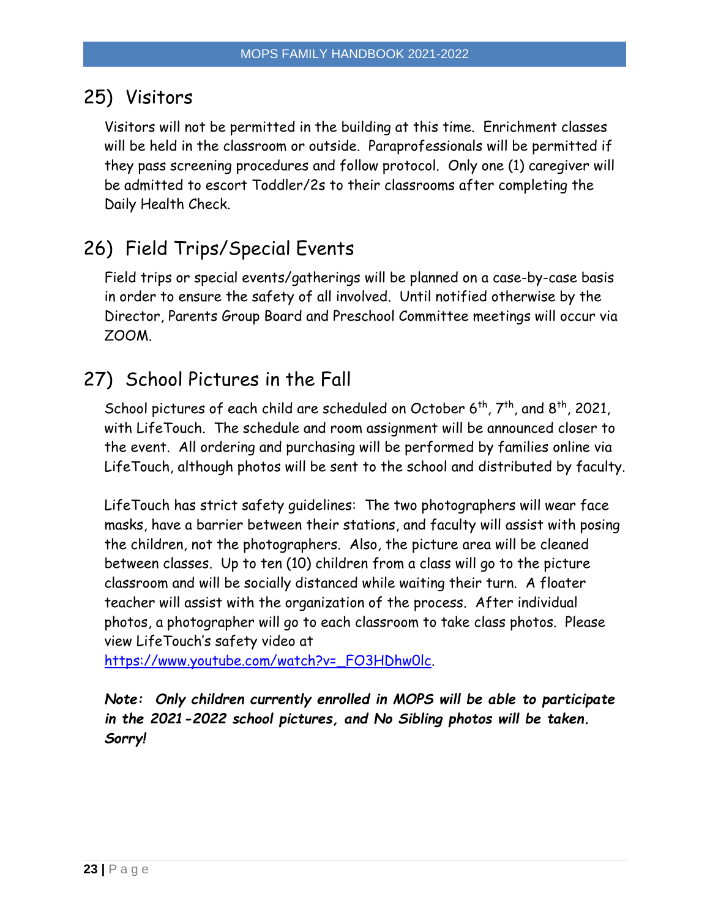## 25) Visitors

Visitors will not be permitted in the building at this time. Enrichment classes will be held in the classroom or outside. Paraprofessionals will be permitted if they pass screening procedures and follow protocol. Only one (1) caregiver will be admitted to escort Toddler/2s to their classrooms after completing the Daily Health Check.

## 26) Field Trips/Special Events

Field trips or special events/gatherings will be planned on a case-by-case basis in order to ensure the safety of all involved. Until notified otherwise by the Director, Parents Group Board and Preschool Committee meetings will occur via ZOOM.

## 27) School Pictures in the Fall

School pictures of each child are scheduled on October 6th, 7th, and 8th, 2021, with LifeTouch. The schedule and room assignment will be announced closer to the event. All ordering and purchasing will be performed by families online via LifeTouch, although photos will be sent to the school and distributed by faculty.

LifeTouch has strict safety guidelines: The two photographers will wear face masks, have a barrier between their stations, and faculty will assist with posing the children, not the photographers. Also, the picture area will be cleaned between classes. Up to ten (10) children from a class will go to the picture classroom and will be socially distanced while waiting their turn. A floater teacher will assist with the organization of the process. After individual photos, a photographer will go to each classroom to take class photos. Please view LifeTouch's safety video at https://www.youtube.com/watch?v=_FO3HDhw0lc.

***Note: Only children currently enrolled in MOPS will be able to participate in the 2021-2022 school pictures, and No Sibling photos will be taken. Sorry!***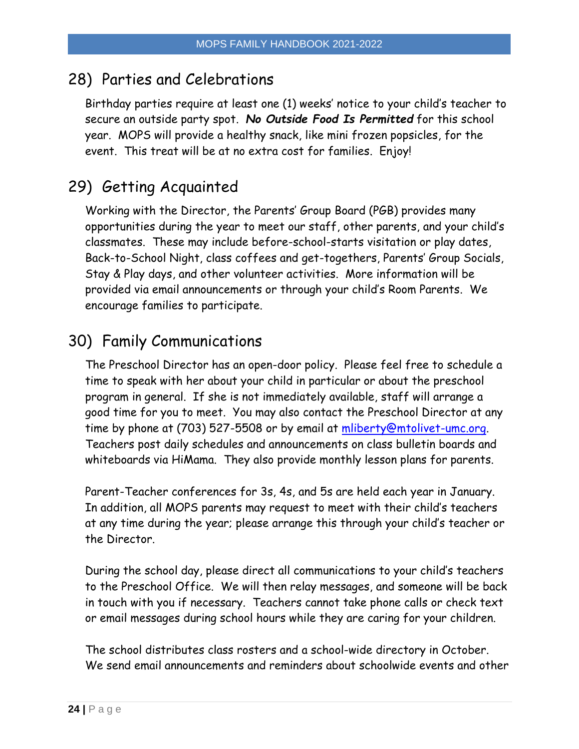## 28) Parties and Celebrations

Birthday parties require at least one (1) weeks' notice to your child's teacher to secure an outside party spot. ***No Outside Food Is Permitted*** for this school year. MOPS will provide a healthy snack, like mini frozen popsicles, for the event. This treat will be at no extra cost for families. Enjoy!

## 29) Getting Acquainted

Working with the Director, the Parents' Group Board (PGB) provides many opportunities during the year to meet our staff, other parents, and your child's classmates. These may include before-school-starts visitation or play dates, Back-to-School Night, class coffees and get-togethers, Parents' Group Socials, Stay & Play days, and other volunteer activities. More information will be provided via email announcements or through your child's Room Parents. We encourage families to participate.

## 30) Family Communications

The Preschool Director has an open-door policy. Please feel free to schedule a time to speak with her about your child in particular or about the preschool program in general. If she is not immediately available, staff will arrange a good time for you to meet. You may also contact the Preschool Director at any time by phone at (703) 527-5508 or by email at mliberty@mtolivet-umc.org. Teachers post daily schedules and announcements on class bulletin boards and whiteboards via HiMama. They also provide monthly lesson plans for parents.

Parent-Teacher conferences for 3s, 4s, and 5s are held each year in January. In addition, all MOPS parents may request to meet with their child's teachers at any time during the year; please arrange this through your child's teacher or the Director.

During the school day, please direct all communications to your child's teachers to the Preschool Office. We will then relay messages, and someone will be back in touch with you if necessary. Teachers cannot take phone calls or check text or email messages during school hours while they are caring for your children.

The school distributes class rosters and a school-wide directory in October. We send email announcements and reminders about schoolwide events and other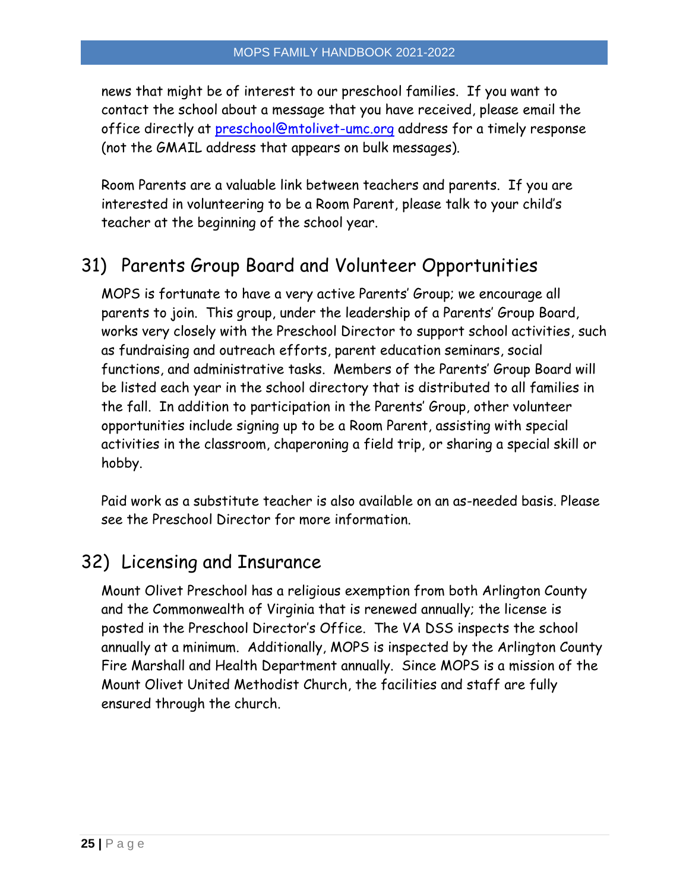news that might be of interest to our preschool families. If you want to contact the school about a message that you have received, please email the office directly at preschool@mtolivet-umc.org address for a timely response (not the GMAIL address that appears on bulk messages).

Room Parents are a valuable link between teachers and parents. If you are interested in volunteering to be a Room Parent, please talk to your child's teacher at the beginning of the school year.

## 31) Parents Group Board and Volunteer Opportunities

MOPS is fortunate to have a very active Parents' Group; we encourage all parents to join. This group, under the leadership of a Parents' Group Board, works very closely with the Preschool Director to support school activities, such as fundraising and outreach efforts, parent education seminars, social functions, and administrative tasks. Members of the Parents' Group Board will be listed each year in the school directory that is distributed to all families in the fall. In addition to participation in the Parents' Group, other volunteer opportunities include signing up to be a Room Parent, assisting with special activities in the classroom, chaperoning a field trip, or sharing a special skill or hobby.

Paid work as a substitute teacher is also available on an as-needed basis. Please see the Preschool Director for more information.

## 32) Licensing and Insurance

Mount Olivet Preschool has a religious exemption from both Arlington County and the Commonwealth of Virginia that is renewed annually; the license is posted in the Preschool Director's Office. The VA DSS inspects the school annually at a minimum. Additionally, MOPS is inspected by the Arlington County Fire Marshall and Health Department annually. Since MOPS is a mission of the Mount Olivet United Methodist Church, the facilities and staff are fully ensured through the church.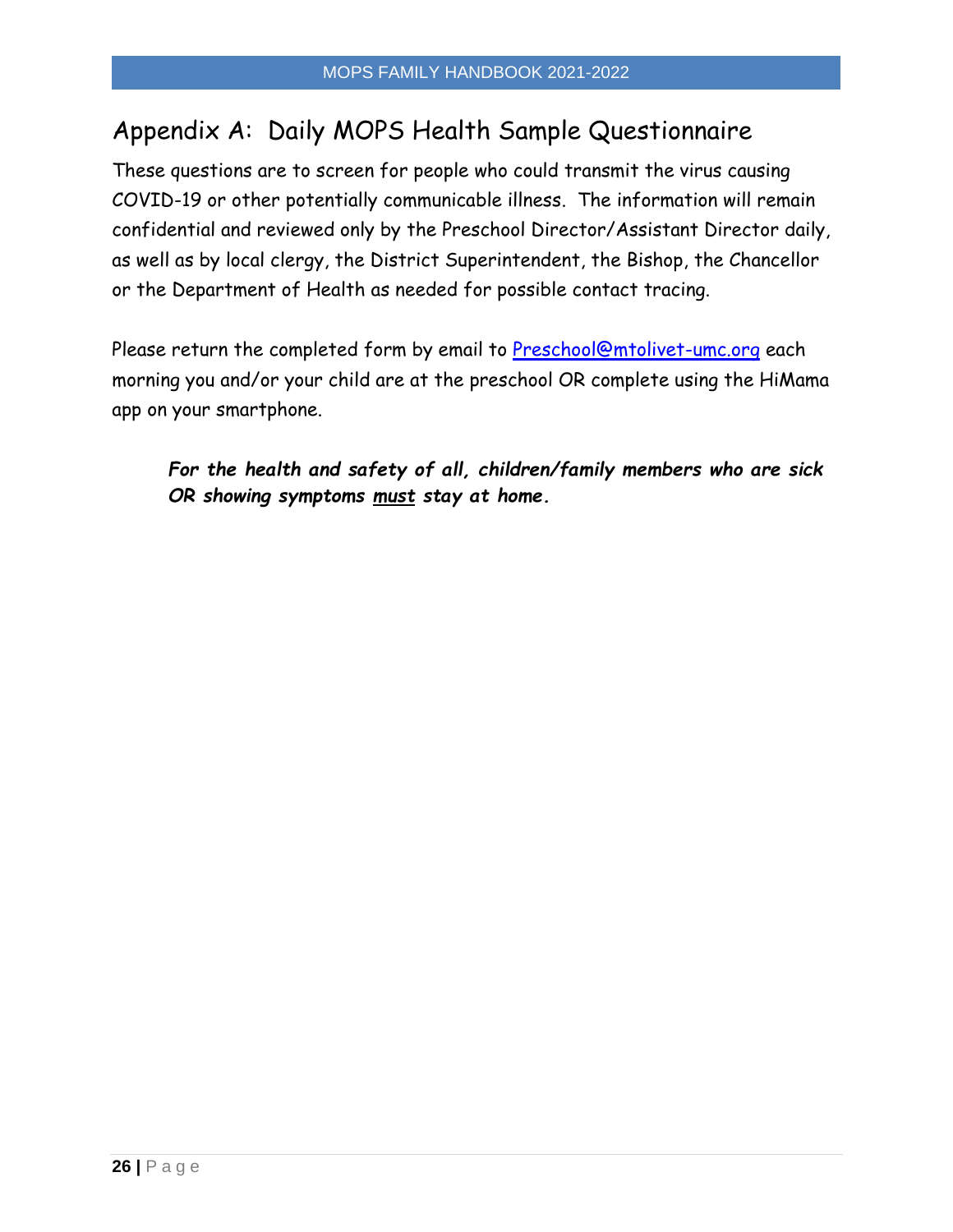# Appendix A: Daily MOPS Health Sample Questionnaire

These questions are to screen for people who could transmit the virus causing COVID-19 or other potentially communicable illness. The information will remain confidential and reviewed only by the Preschool Director/Assistant Director daily, as well as by local clergy, the District Superintendent, the Bishop, the Chancellor or the Department of Health as needed for possible contact tracing.

Please return the completed form by email to [Preschool@mtolivet-umc.org](mailto:Preschool@mtolivet-umc.org) each morning you and/or your child are at the preschool OR complete using the HiMama app on your smartphone.

> ***For the health and safety of all, children/family members who are sick OR showing symptoms <u>must</u> stay at home.***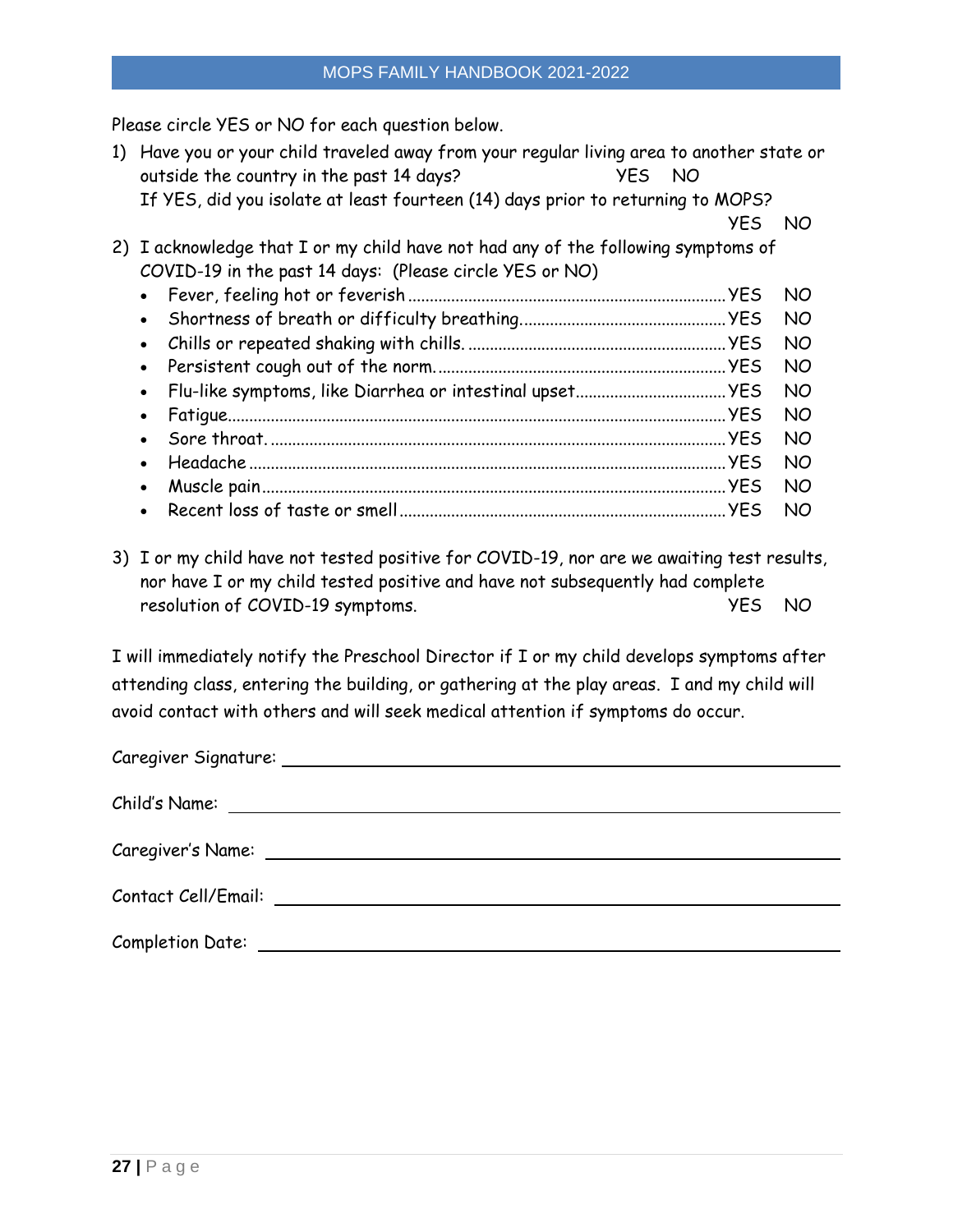Please circle YES or NO for each question below.

1) Have you or your child traveled away from your regular living area to another state or outside the country in the past 14 days? YES NO

   If YES, did you isolate at least fourteen (14) days prior to returning to MOPS? YES NO

2) I acknowledge that I or my child have not had any of the following symptoms of COVID-19 in the past 14 days: (Please circle YES or NO)
   - Fever, feeling hot or feverish ........ YES NO
   - Shortness of breath or difficulty breathing........ YES NO
   - Chills or repeated shaking with chills. ........ YES NO
   - Persistent cough out of the norm........ YES NO
   - Flu-like symptoms, like Diarrhea or intestinal upset........ YES NO
   - Fatigue........ YES NO
   - Sore throat. ........ YES NO
   - Headache ........ YES NO
   - Muscle pain........ YES NO
   - Recent loss of taste or smell ........ YES NO

3) I or my child have not tested positive for COVID-19, nor are we awaiting test results, nor have I or my child tested positive and have not subsequently had complete resolution of COVID-19 symptoms. YES NO

I will immediately notify the Preschool Director if I or my child develops symptoms after attending class, entering the building, or gathering at the play areas. I and my child will avoid contact with others and will seek medical attention if symptoms do occur.

Caregiver Signature: ______________________________

Child's Name: ______________________________

Caregiver's Name: ______________________________

Contact Cell/Email: ______________________________

Completion Date: ______________________________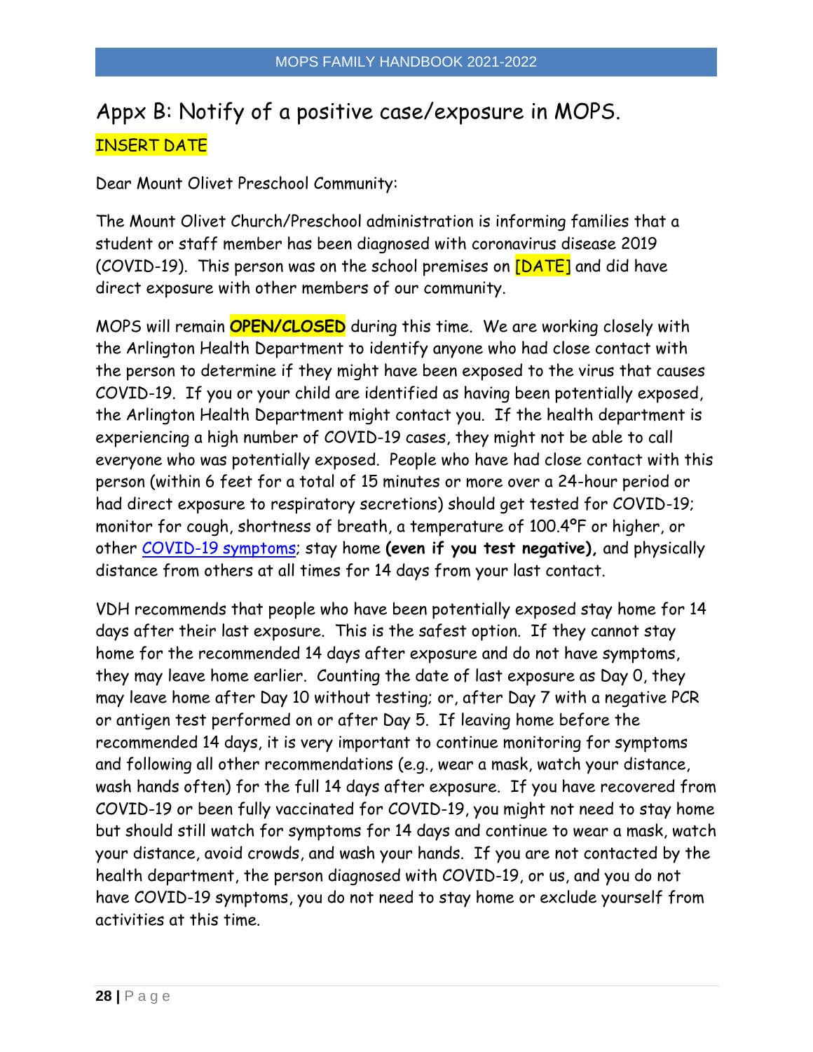# Appx B: Notify of a positive case/exposure in MOPS.

INSERT DATE

Dear Mount Olivet Preschool Community:

The Mount Olivet Church/Preschool administration is informing families that a student or staff member has been diagnosed with coronavirus disease 2019 (COVID-19). This person was on the school premises on [DATE] and did have direct exposure with other members of our community.

MOPS will remain **OPEN/CLOSED** during this time. We are working closely with the Arlington Health Department to identify anyone who had close contact with the person to determine if they might have been exposed to the virus that causes COVID-19. If you or your child are identified as having been potentially exposed, the Arlington Health Department might contact you. If the health department is experiencing a high number of COVID-19 cases, they might not be able to call everyone who was potentially exposed. People who have had close contact with this person (within 6 feet for a total of 15 minutes or more over a 24-hour period or had direct exposure to respiratory secretions) should get tested for COVID-19; monitor for cough, shortness of breath, a temperature of 100.4°F or higher, or other COVID-19 symptoms; stay home **(even if you test negative),** and physically distance from others at all times for 14 days from your last contact.

VDH recommends that people who have been potentially exposed stay home for 14 days after their last exposure. This is the safest option. If they cannot stay home for the recommended 14 days after exposure and do not have symptoms, they may leave home earlier. Counting the date of last exposure as Day 0, they may leave home after Day 10 without testing; or, after Day 7 with a negative PCR or antigen test performed on or after Day 5. If leaving home before the recommended 14 days, it is very important to continue monitoring for symptoms and following all other recommendations (e.g., wear a mask, watch your distance, wash hands often) for the full 14 days after exposure. If you have recovered from COVID-19 or been fully vaccinated for COVID-19, you might not need to stay home but should still watch for symptoms for 14 days and continue to wear a mask, watch your distance, avoid crowds, and wash your hands. If you are not contacted by the health department, the person diagnosed with COVID-19, or us, and you do not have COVID-19 symptoms, you do not need to stay home or exclude yourself from activities at this time.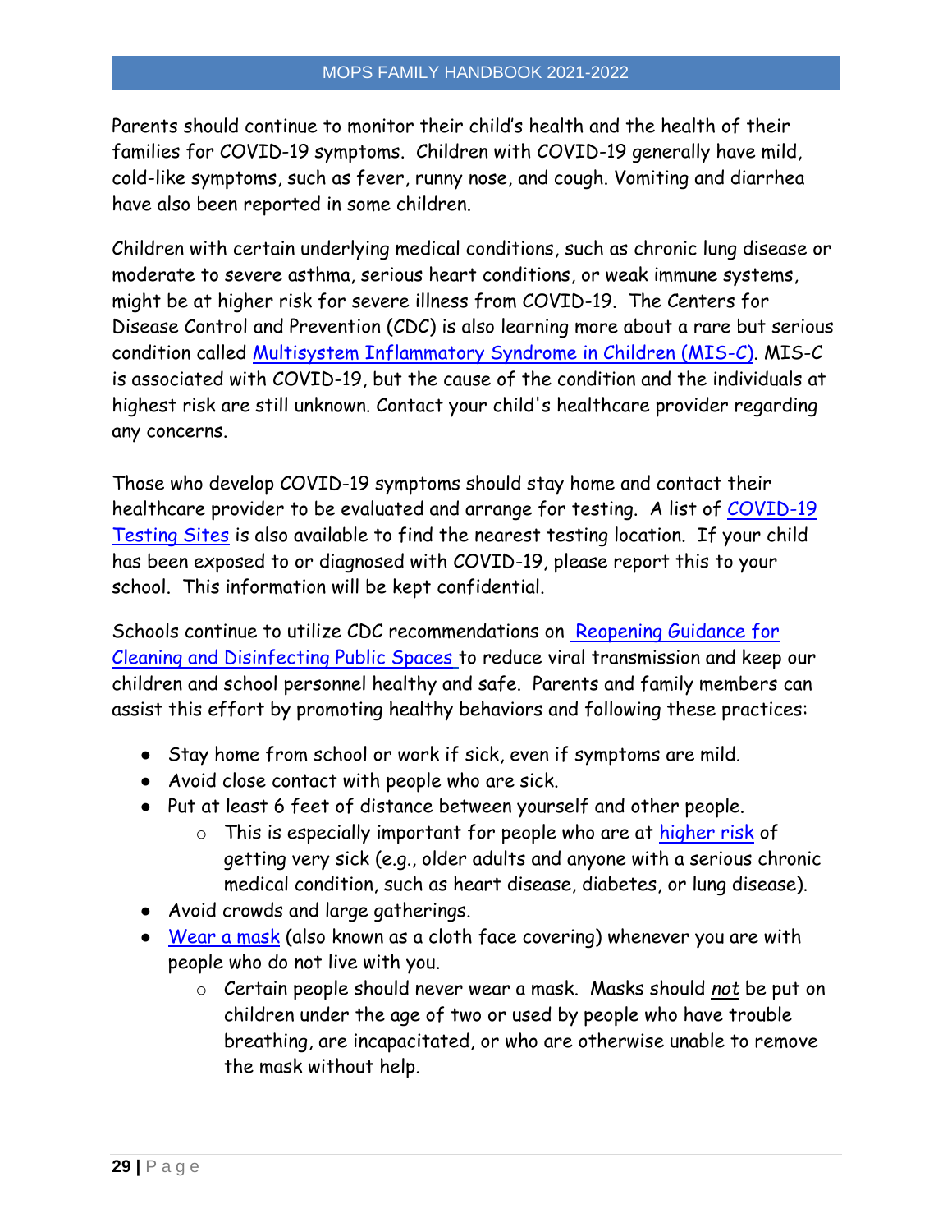Parents should continue to monitor their child's health and the health of their families for COVID-19 symptoms. Children with COVID-19 generally have mild, cold-like symptoms, such as fever, runny nose, and cough. Vomiting and diarrhea have also been reported in some children.

Children with certain underlying medical conditions, such as chronic lung disease or moderate to severe asthma, serious heart conditions, or weak immune systems, might be at higher risk for severe illness from COVID-19. The Centers for Disease Control and Prevention (CDC) is also learning more about a rare but serious condition called Multisystem Inflammatory Syndrome in Children (MIS-C). MIS-C is associated with COVID-19, but the cause of the condition and the individuals at highest risk are still unknown. Contact your child's healthcare provider regarding any concerns.

Those who develop COVID-19 symptoms should stay home and contact their healthcare provider to be evaluated and arrange for testing. A list of COVID-19 Testing Sites is also available to find the nearest testing location. If your child has been exposed to or diagnosed with COVID-19, please report this to your school. This information will be kept confidential.

Schools continue to utilize CDC recommendations on Reopening Guidance for Cleaning and Disinfecting Public Spaces to reduce viral transmission and keep our children and school personnel healthy and safe. Parents and family members can assist this effort by promoting healthy behaviors and following these practices:

- Stay home from school or work if sick, even if symptoms are mild.
- Avoid close contact with people who are sick.
- Put at least 6 feet of distance between yourself and other people.
  - This is especially important for people who are at higher risk of getting very sick (e.g., older adults and anyone with a serious chronic medical condition, such as heart disease, diabetes, or lung disease).
- Avoid crowds and large gatherings.
- Wear a mask (also known as a cloth face covering) whenever you are with people who do not live with you.
  - Certain people should never wear a mask. Masks should *not* be put on children under the age of two or used by people who have trouble breathing, are incapacitated, or who are otherwise unable to remove the mask without help.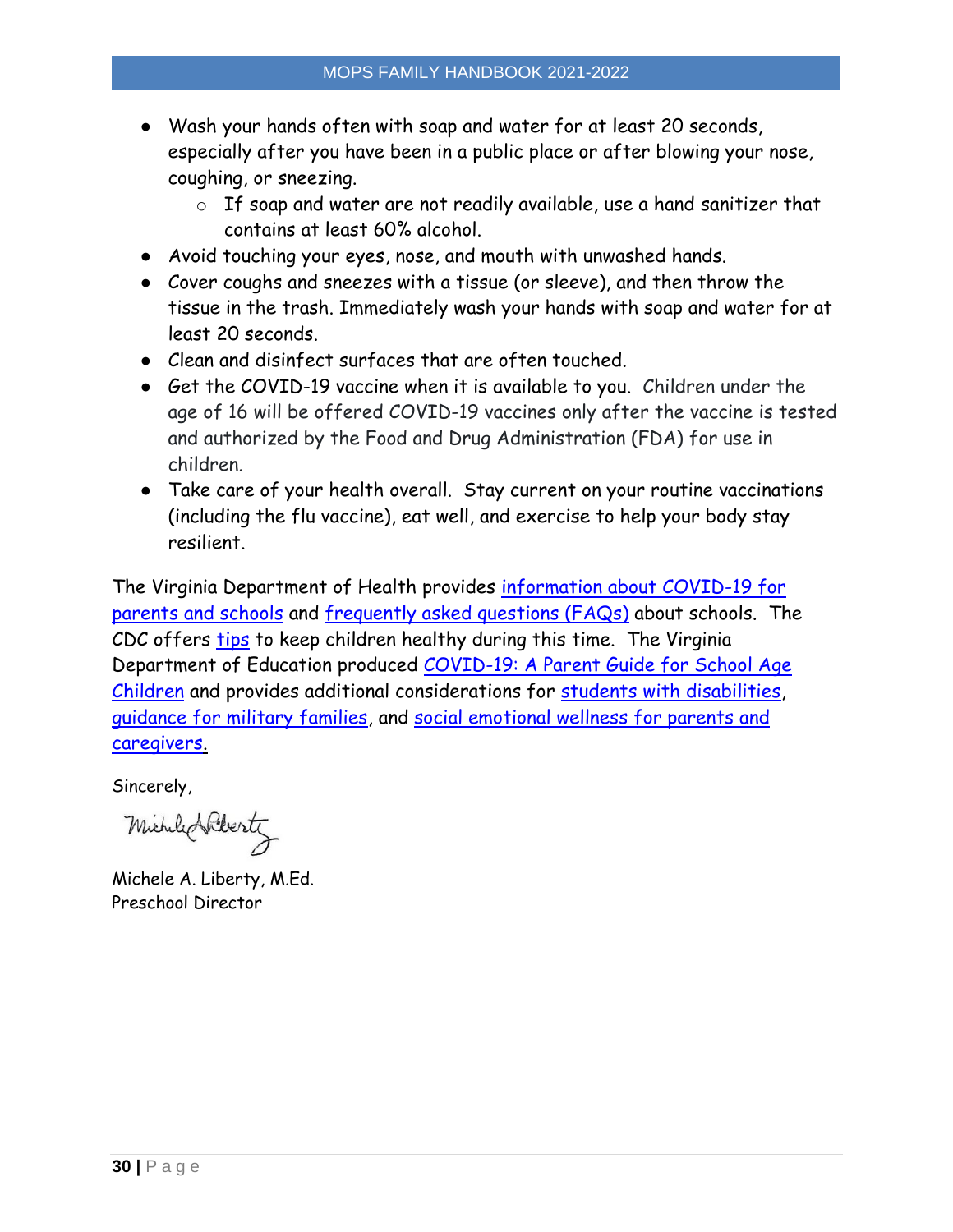- Wash your hands often with soap and water for at least 20 seconds, especially after you have been in a public place or after blowing your nose, coughing, or sneezing.
    - If soap and water are not readily available, use a hand sanitizer that contains at least 60% alcohol.
- Avoid touching your eyes, nose, and mouth with unwashed hands.
- Cover coughs and sneezes with a tissue (or sleeve), and then throw the tissue in the trash. Immediately wash your hands with soap and water for at least 20 seconds.
- Clean and disinfect surfaces that are often touched.
- Get the COVID-19 vaccine when it is available to you. Children under the age of 16 will be offered COVID-19 vaccines only after the vaccine is tested and authorized by the Food and Drug Administration (FDA) for use in children.
- Take care of your health overall. Stay current on your routine vaccinations (including the flu vaccine), eat well, and exercise to help your body stay resilient.

The Virginia Department of Health provides information about COVID-19 for parents and schools and frequently asked questions (FAQs) about schools. The CDC offers tips to keep children healthy during this time. The Virginia Department of Education produced COVID-19: A Parent Guide for School Age Children and provides additional considerations for students with disabilities, guidance for military families, and social emotional wellness for parents and caregivers.

Sincerely,

Michele A. Liberty, M.Ed.
Preschool Director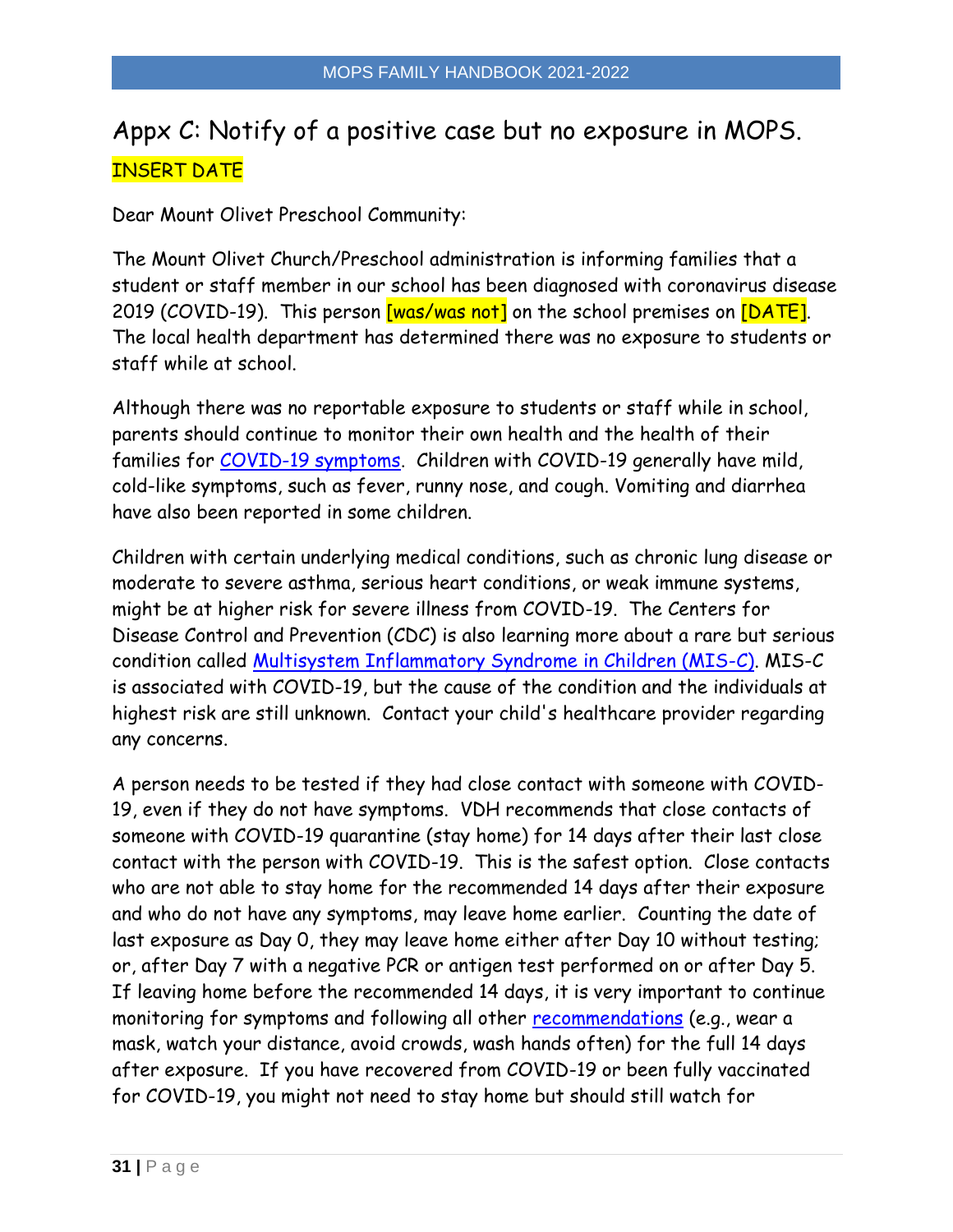# Appx C: Notify of a positive case but no exposure in MOPS.

INSERT DATE

Dear Mount Olivet Preschool Community:

The Mount Olivet Church/Preschool administration is informing families that a student or staff member in our school has been diagnosed with coronavirus disease 2019 (COVID-19). This person [was/was not] on the school premises on [DATE]. The local health department has determined there was no exposure to students or staff while at school.

Although there was no reportable exposure to students or staff while in school, parents should continue to monitor their own health and the health of their families for COVID-19 symptoms. Children with COVID-19 generally have mild, cold-like symptoms, such as fever, runny nose, and cough. Vomiting and diarrhea have also been reported in some children.

Children with certain underlying medical conditions, such as chronic lung disease or moderate to severe asthma, serious heart conditions, or weak immune systems, might be at higher risk for severe illness from COVID-19. The Centers for Disease Control and Prevention (CDC) is also learning more about a rare but serious condition called Multisystem Inflammatory Syndrome in Children (MIS-C). MIS-C is associated with COVID-19, but the cause of the condition and the individuals at highest risk are still unknown. Contact your child's healthcare provider regarding any concerns.

A person needs to be tested if they had close contact with someone with COVID-19, even if they do not have symptoms. VDH recommends that close contacts of someone with COVID-19 quarantine (stay home) for 14 days after their last close contact with the person with COVID-19. This is the safest option. Close contacts who are not able to stay home for the recommended 14 days after their exposure and who do not have any symptoms, may leave home earlier. Counting the date of last exposure as Day 0, they may leave home either after Day 10 without testing; or, after Day 7 with a negative PCR or antigen test performed on or after Day 5. If leaving home before the recommended 14 days, it is very important to continue monitoring for symptoms and following all other recommendations (e.g., wear a mask, watch your distance, avoid crowds, wash hands often) for the full 14 days after exposure. If you have recovered from COVID-19 or been fully vaccinated for COVID-19, you might not need to stay home but should still watch for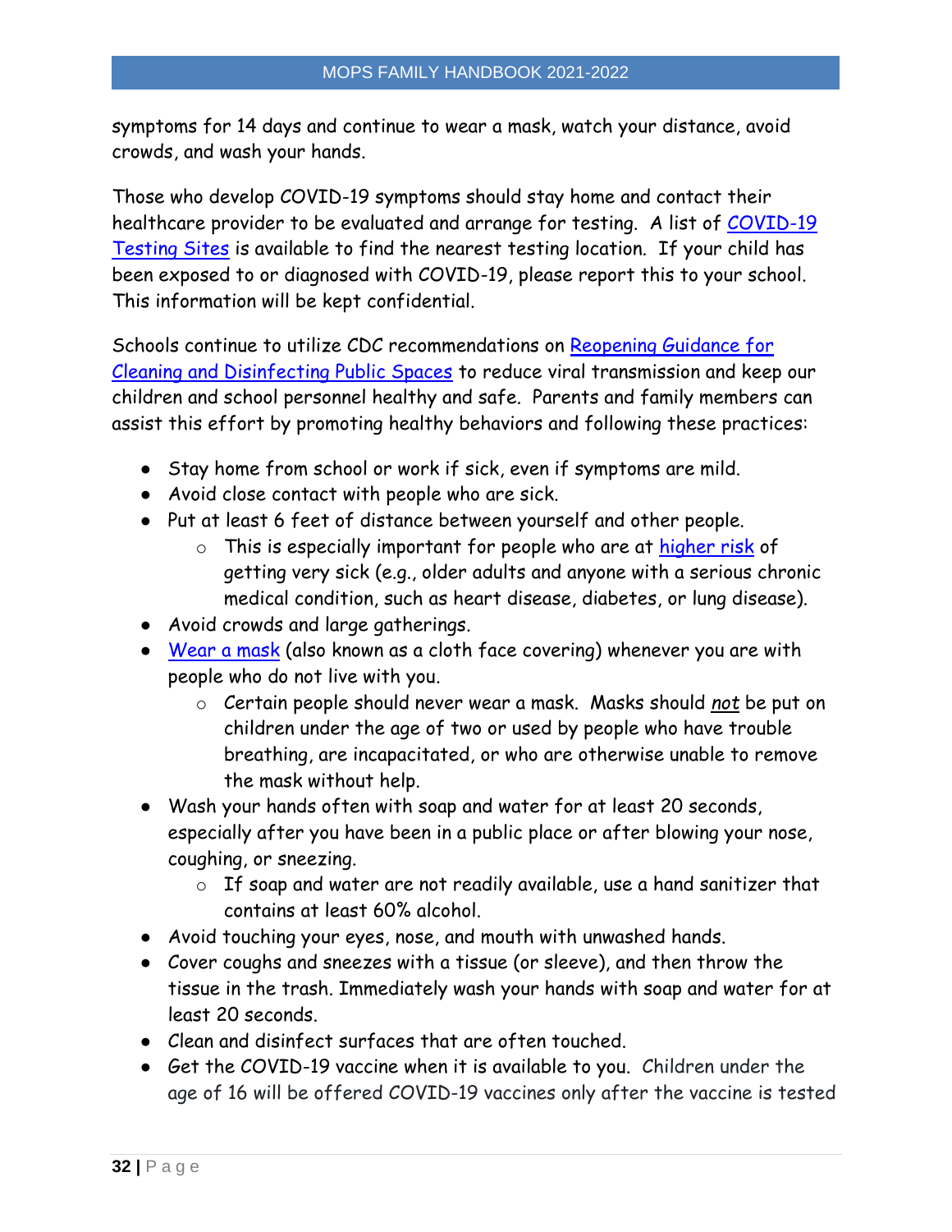symptoms for 14 days and continue to wear a mask, watch your distance, avoid crowds, and wash your hands.

Those who develop COVID-19 symptoms should stay home and contact their healthcare provider to be evaluated and arrange for testing. A list of [COVID-19 Testing Sites]() is available to find the nearest testing location. If your child has been exposed to or diagnosed with COVID-19, please report this to your school. This information will be kept confidential.

Schools continue to utilize CDC recommendations on [Reopening Guidance for Cleaning and Disinfecting Public Spaces]() to reduce viral transmission and keep our children and school personnel healthy and safe. Parents and family members can assist this effort by promoting healthy behaviors and following these practices:

- Stay home from school or work if sick, even if symptoms are mild.
- Avoid close contact with people who are sick.
- Put at least 6 feet of distance between yourself and other people.
  - This is especially important for people who are at [higher risk]() of getting very sick (e.g., older adults and anyone with a serious chronic medical condition, such as heart disease, diabetes, or lung disease).
- Avoid crowds and large gatherings.
- [Wear a mask]() (also known as a cloth face covering) whenever you are with people who do not live with you.
  - Certain people should never wear a mask. Masks should ***not*** be put on children under the age of two or used by people who have trouble breathing, are incapacitated, or who are otherwise unable to remove the mask without help.
- Wash your hands often with soap and water for at least 20 seconds, especially after you have been in a public place or after blowing your nose, coughing, or sneezing.
  - If soap and water are not readily available, use a hand sanitizer that contains at least 60% alcohol.
- Avoid touching your eyes, nose, and mouth with unwashed hands.
- Cover coughs and sneezes with a tissue (or sleeve), and then throw the tissue in the trash. Immediately wash your hands with soap and water for at least 20 seconds.
- Clean and disinfect surfaces that are often touched.
- Get the COVID-19 vaccine when it is available to you. Children under the age of 16 will be offered COVID-19 vaccines only after the vaccine is tested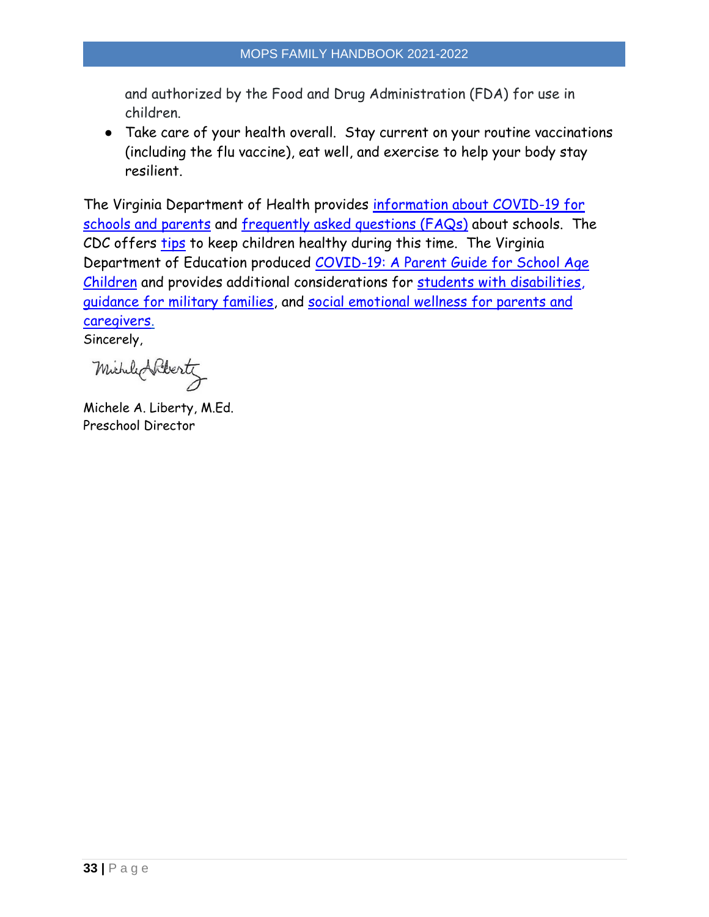and authorized by the Food and Drug Administration (FDA) for use in children.

- Take care of your health overall. Stay current on your routine vaccinations (including the flu vaccine), eat well, and exercise to help your body stay resilient.

The Virginia Department of Health provides information about COVID-19 for schools and parents and frequently asked questions (FAQs) about schools. The CDC offers tips to keep children healthy during this time. The Virginia Department of Education produced COVID-19: A Parent Guide for School Age Children and provides additional considerations for students with disabilities, guidance for military families, and social emotional wellness for parents and caregivers.

Sincerely,

Michele A. Liberty, M.Ed.
Preschool Director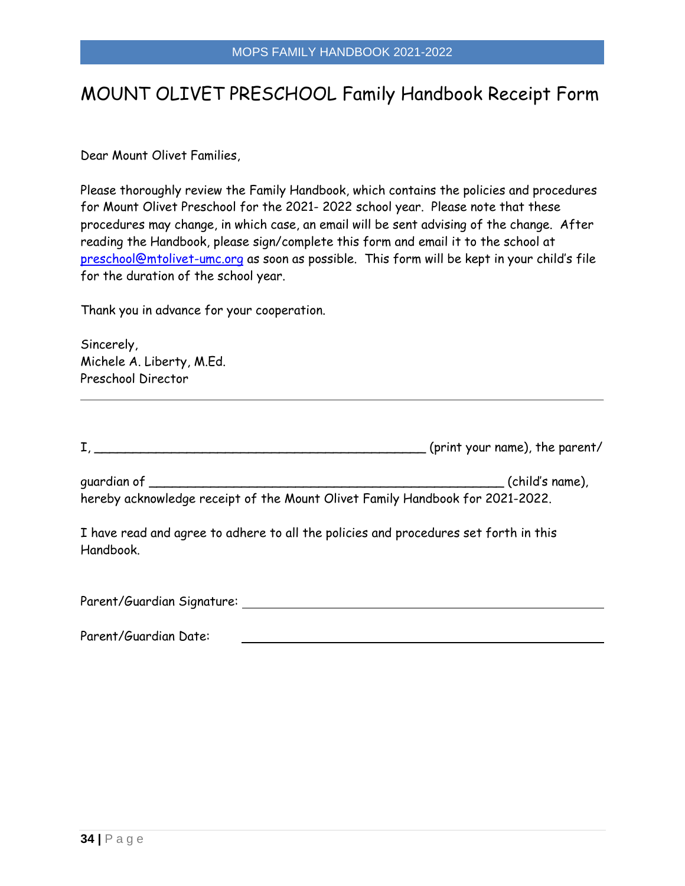# MOUNT OLIVET PRESCHOOL Family Handbook Receipt Form

Dear Mount Olivet Families,

Please thoroughly review the Family Handbook, which contains the policies and procedures for Mount Olivet Preschool for the 2021- 2022 school year. Please note that these procedures may change, in which case, an email will be sent advising of the change. After reading the Handbook, please sign/complete this form and email it to the school at preschool@mtolivet-umc.org as soon as possible. This form will be kept in your child's file for the duration of the school year.

Thank you in advance for your cooperation.

Sincerely,
Michele A. Liberty, M.Ed.
Preschool Director

---

I, ____________________________________________ (print your name), the parent/

guardian of ______________________________________________ (child's name), hereby acknowledge receipt of the Mount Olivet Family Handbook for 2021-2022.

I have read and agree to adhere to all the policies and procedures set forth in this Handbook.

Parent/Guardian Signature: ________________________________________________

Parent/Guardian Date: ________________________________________________